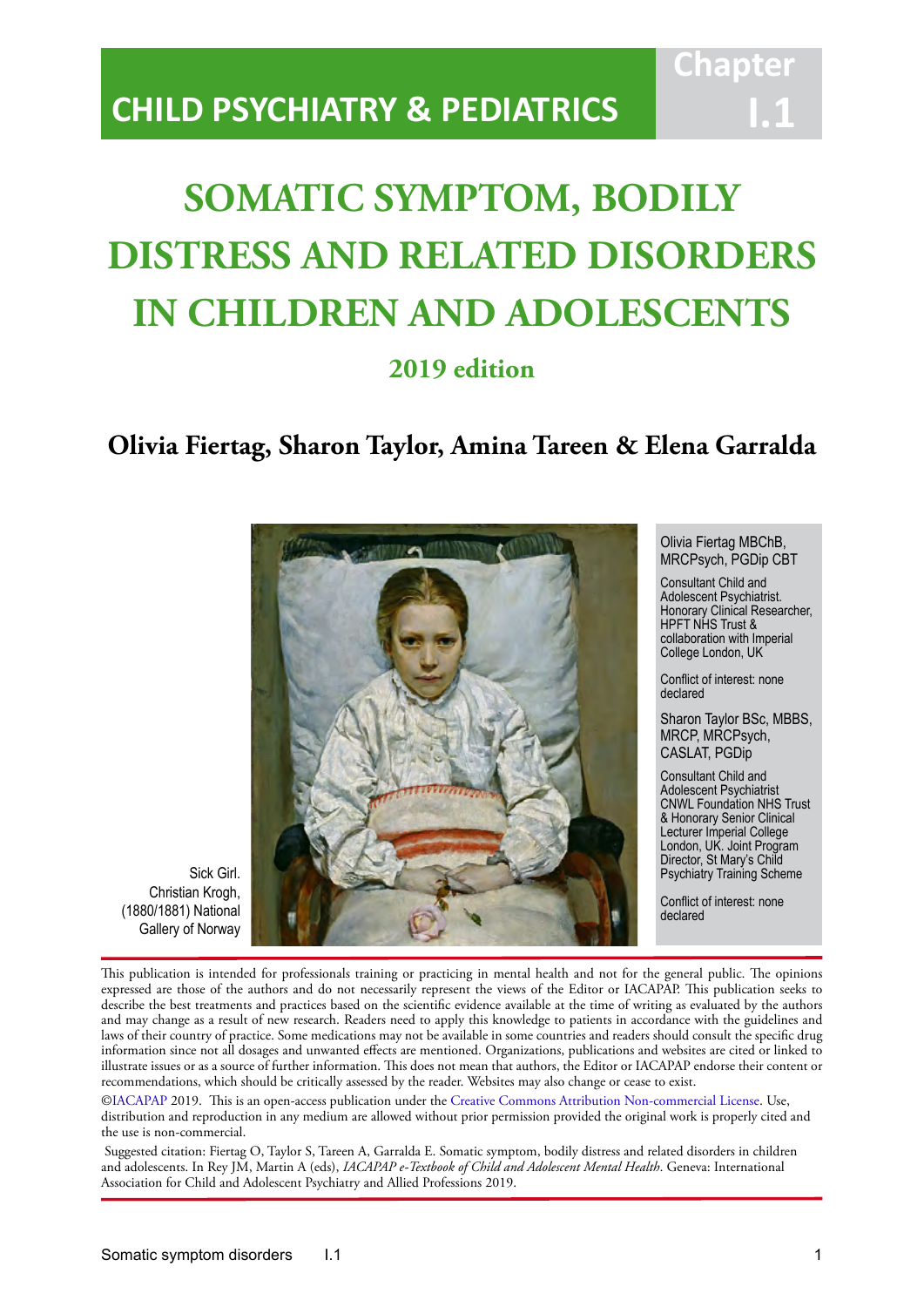CHILD PSYCHIATRY & PEDIATRICS

Chapter I.1

# SOMATIC SYMPTOM, BODILY DISTRESS AND RELATED DISORDERS IN CHILDREN AND ADOLESCENTS

## 2019 edition

**Olivia Fiertag, Sharon Taylor, Amina Tareen & Elena Garralda**

Sick Girl. Christian Krogh, (1880/1881) National Gallery of Norway

Olivia Fiertag MBChB, MRCPsych, PGDip CBT

Consultant Child and Adolescent Psychiatrist. Honorary Clinical Researcher, HPFT NHS Trust & collaboration with Imperial College London, UK

Conflict of interest: none declared

Sharon Taylor BSc, MBBS, MRCP, MRCPsych, CASLAT, PGDip

Consultant Child and Adolescent Psychiatrist CNWL Foundation NHS Trust & Honorary Senior Clinical Lecturer Imperial College London, UK. Joint Program Director, St Mary's Child Psychiatry Training Scheme

Conflict of interest: none declared

This publication is intended for professionals training or practicing in mental health and not for the general public. The opinions expressed are those of the authors and do not necessarily represent the views of the Editor or IACAPAP. This publication seeks to describe the best treatments and practices based on the scientific evidence available at the time of writing as evaluated by the authors and may change as a result of new research. Readers need to apply this knowledge to patients in accordance with the guidelines and laws of their country of practice. Some medications may not be available in some countries and readers should consult the specific drug information since not all dosages and unwanted effects are mentioned. Organizations, publications and websites are cited or linked to illustrate issues or as a source of further information. This does not mean that authors, the Editor or IACAPAP endorse their content or recommendations, which should be critically assessed by the reader. Websites may also change or cease to exist.

©IACAPAP 2019. This is an open-access publication under the Creative Commons Attribution Non-commercial License. Use, distribution and reproduction in any medium are allowed without prior permission provided the original work is properly cited and the use is non-commercial.

Suggested citation: Fiertag O, Taylor S, Tareen A, Garralda E. Somatic symptom, bodily distress and related disorders in children and adolescents. In Rey JM, Martin A (eds), *IACAPAP e-Textbook of Child and Adolescent Mental Health*. Geneva: International Association for Child and Adolescent Psychiatry and Allied Professions 2019.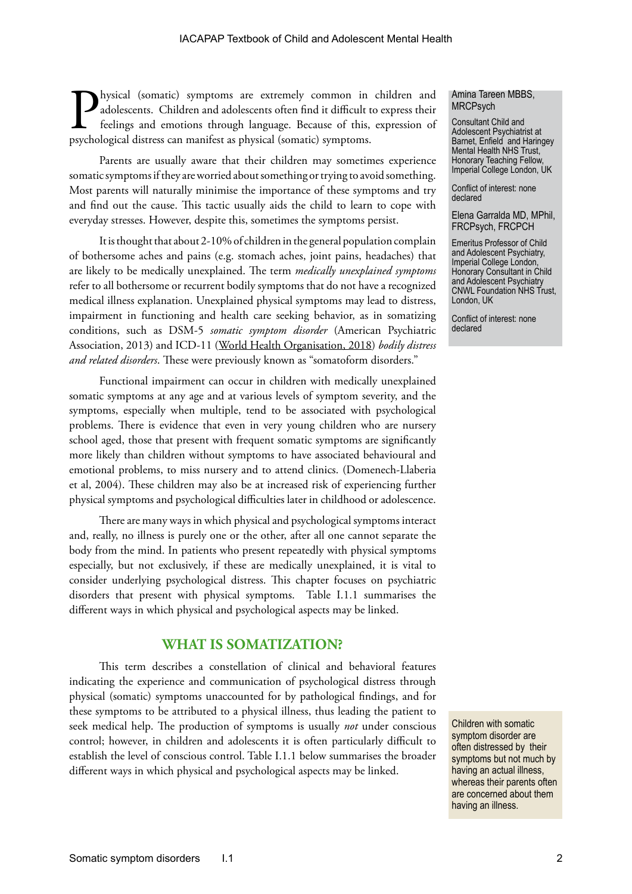Physical (somatic) symptoms are extremely common in children and adolescents. Children and adolescents often find it difficult to express their feelings and emotions through language. Because of this, expression of psychological distress can manifest as physical (somatic) symptoms.

Amina Tareen MBBS, MRCPsych

Consultant Child and Adolescent Psychiatrist at Barnet, Enfield and Haringey Mental Health NHS Trust, Honorary Teaching Fellow, Imperial College London, UK

Conflict of interest: none declared

Elena Garralda MD, MPhil, FRCPsych, FRCPCH

Emeritus Professor of Child and Adolescent Psychiatry, Imperial College London, Honorary Consultant in Child and Adolescent Psychiatry CNWL Foundation NHS Trust, London, UK

Conflict of interest: none declared

Parents are usually aware that their children may sometimes experience somatic symptoms if they are worried about something or trying to avoid something. Most parents will naturally minimise the importance of these symptoms and try and find out the cause. This tactic usually aids the child to learn to cope with everyday stresses. However, despite this, sometimes the symptoms persist.

It is thought that about 2-10% of children in the general population complain of bothersome aches and pains (e.g. stomach aches, joint pains, headaches) that are likely to be medically unexplained. The term *medically unexplained symptoms* refer to all bothersome or recurrent bodily symptoms that do not have a recognized medical illness explanation. Unexplained physical symptoms may lead to distress, impairment in functioning and health care seeking behavior, as in somatizing conditions, such as DSM-5 *somatic symptom disorder* (American Psychiatric Association, 2013) and ICD-11 (World Health Organisation, 2018) *bodily distress and related disorders*. These were previously known as "somatoform disorders."

Functional impairment can occur in children with medically unexplained somatic symptoms at any age and at various levels of symptom severity, and the symptoms, especially when multiple, tend to be associated with psychological problems. There is evidence that even in very young children who are nursery school aged, those that present with frequent somatic symptoms are significantly more likely than children without symptoms to have associated behavioural and emotional problems, to miss nursery and to attend clinics. (Domenech-Llaberia et al, 2004). These children may also be at increased risk of experiencing further physical symptoms and psychological difficulties later in childhood or adolescence.

There are many ways in which physical and psychological symptoms interact and, really, no illness is purely one or the other, after all one cannot separate the body from the mind. In patients who present repeatedly with physical symptoms especially, but not exclusively, if these are medically unexplained, it is vital to consider underlying psychological distress. This chapter focuses on psychiatric disorders that present with physical symptoms. Table I.1.1 summarises the different ways in which physical and psychological aspects may be linked.

## WHAT IS SOMATIZATION?

This term describes a constellation of clinical and behavioral features indicating the experience and communication of psychological distress through physical (somatic) symptoms unaccounted for by pathological findings, and for these symptoms to be attributed to a physical illness, thus leading the patient to seek medical help. The production of symptoms is usually *not* under conscious control; however, in children and adolescents it is often particularly difficult to establish the level of conscious control. Table I.1.1 below summarises the broader different ways in which physical and psychological aspects may be linked.

Children with somatic symptom disorder are often distressed by their symptoms but not much by having an actual illness, whereas their parents often are concerned about them having an illness.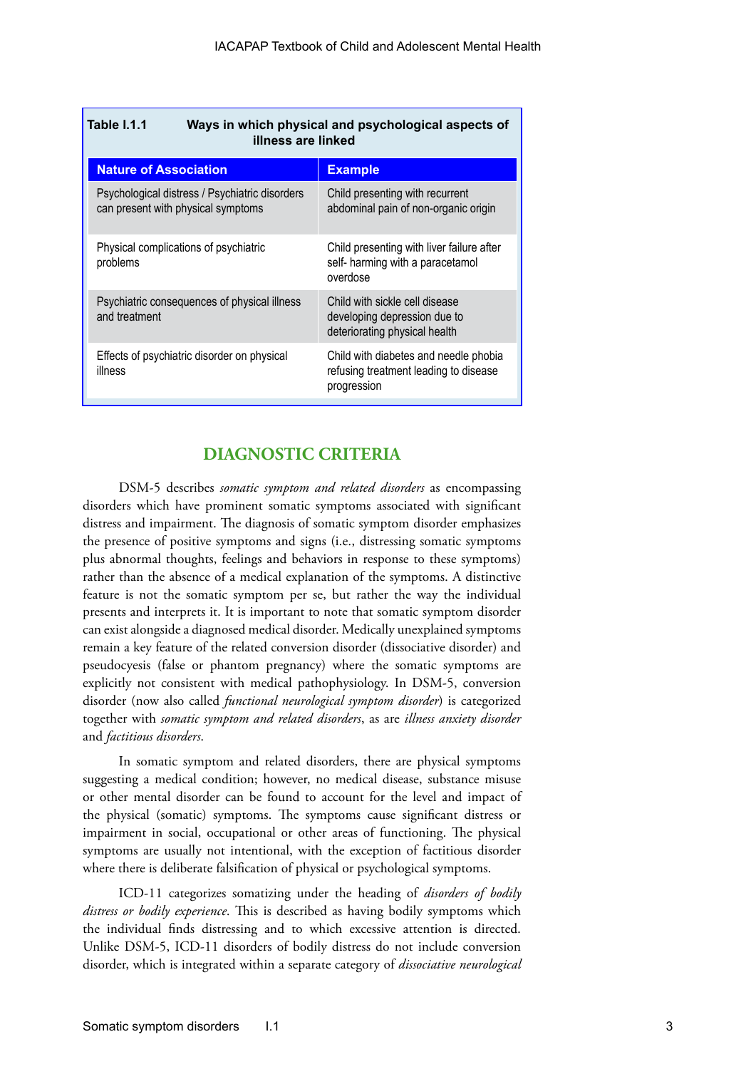**Table I.1.1 Ways in which physical and psychological aspects of illness are linked**

| Nature of Association | Example |
|---|---|
| Psychological distress / Psychiatric disorders can present with physical symptoms | Child presenting with recurrent abdominal pain of non-organic origin |
| Physical complications of psychiatric problems | Child presenting with liver failure after self- harming with a paracetamol overdose |
| Psychiatric consequences of physical illness and treatment | Child with sickle cell disease developing depression due to deteriorating physical health |
| Effects of psychiatric disorder on physical illness | Child with diabetes and needle phobia refusing treatment leading to disease progression |

## DIAGNOSTIC CRITERIA

DSM-5 describes *somatic symptom and related disorders* as encompassing disorders which have prominent somatic symptoms associated with significant distress and impairment. The diagnosis of somatic symptom disorder emphasizes the presence of positive symptoms and signs (i.e., distressing somatic symptoms plus abnormal thoughts, feelings and behaviors in response to these symptoms) rather than the absence of a medical explanation of the symptoms. A distinctive feature is not the somatic symptom per se, but rather the way the individual presents and interprets it. It is important to note that somatic symptom disorder can exist alongside a diagnosed medical disorder. Medically unexplained symptoms remain a key feature of the related conversion disorder (dissociative disorder) and pseudocyesis (false or phantom pregnancy) where the somatic symptoms are explicitly not consistent with medical pathophysiology. In DSM-5, conversion disorder (now also called *functional neurological symptom disorder*) is categorized together with *somatic symptom and related disorders*, as are *illness anxiety disorder* and *factitious disorders*.

In somatic symptom and related disorders, there are physical symptoms suggesting a medical condition; however, no medical disease, substance misuse or other mental disorder can be found to account for the level and impact of the physical (somatic) symptoms. The symptoms cause significant distress or impairment in social, occupational or other areas of functioning. The physical symptoms are usually not intentional, with the exception of factitious disorder where there is deliberate falsification of physical or psychological symptoms.

ICD-11 categorizes somatizing under the heading of *disorders of bodily distress or bodily experience*. This is described as having bodily symptoms which the individual finds distressing and to which excessive attention is directed. Unlike DSM-5, ICD-11 disorders of bodily distress do not include conversion disorder, which is integrated within a separate category of *dissociative neurological*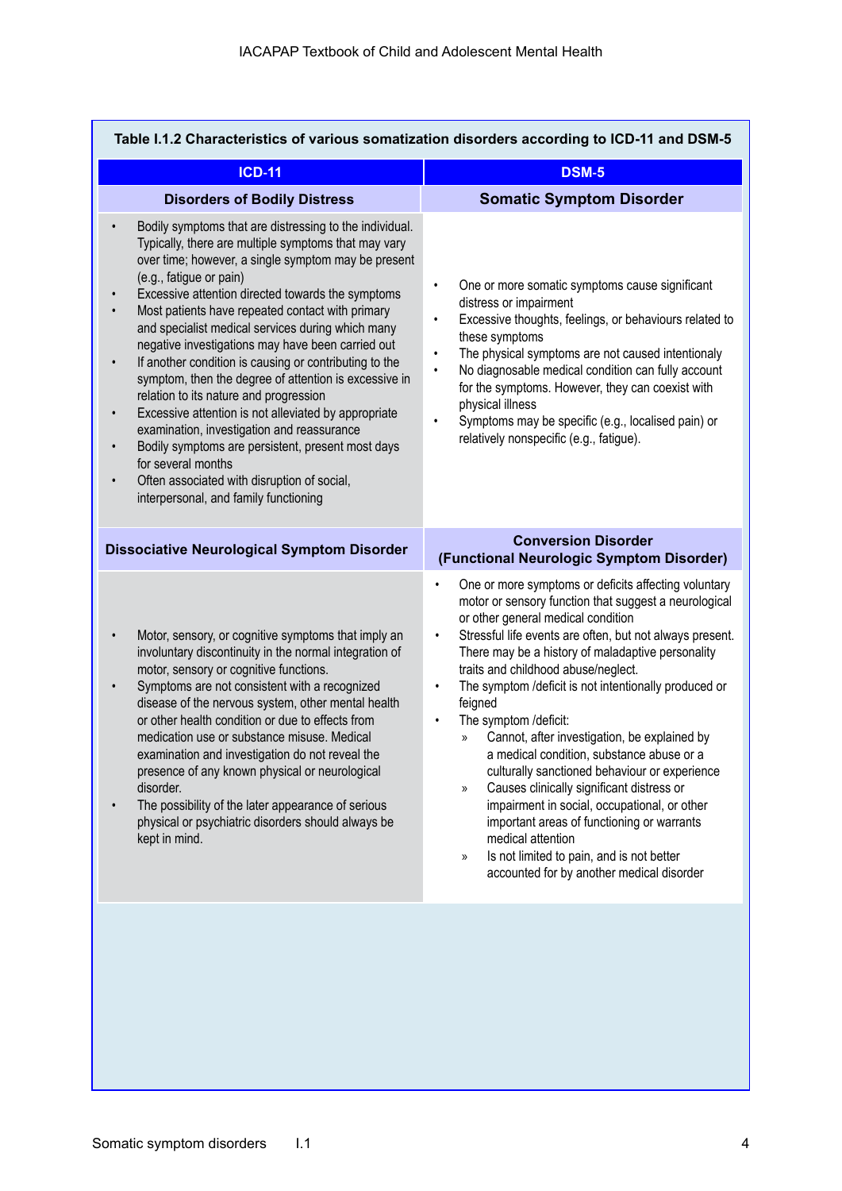**Table I.1.2 Characteristics of various somatization disorders according to ICD-11 and DSM-5**

| ICD-11 | DSM-5 |
|---|---|
| **Disorders of Bodily Distress** | **Somatic Symptom Disorder** |
| • Bodily symptoms that are distressing to the individual. Typically, there are multiple symptoms that may vary over time; however, a single symptom may be present (e.g., fatigue or pain)<br>• Excessive attention directed towards the symptoms<br>• Most patients have repeated contact with primary and specialist medical services during which many negative investigations may have been carried out<br>• If another condition is causing or contributing to the symptom, then the degree of attention is excessive in relation to its nature and progression<br>• Excessive attention is not alleviated by appropriate examination, investigation and reassurance<br>• Bodily symptoms are persistent, present most days for several months<br>• Often associated with disruption of social, interpersonal, and family functioning | • One or more somatic symptoms cause significant distress or impairment<br>• Excessive thoughts, feelings, or behaviours related to these symptoms<br>• The physical symptoms are not caused intentionaly<br>• No diagnosable medical condition can fully account for the symptoms. However, they can coexist with physical illness<br>• Symptoms may be specific (e.g., localised pain) or relatively nonspecific (e.g., fatigue). |
| **Dissociative Neurological Symptom Disorder** | **Conversion Disorder (Functional Neurologic Symptom Disorder)** |
| • Motor, sensory, or cognitive symptoms that imply an involuntary discontinuity in the normal integration of motor, sensory or cognitive functions.<br>• Symptoms are not consistent with a recognized disease of the nervous system, other mental health or other health condition or due to effects from medication use or substance misuse. Medical examination and investigation do not reveal the presence of any known physical or neurological disorder.<br>• The possibility of the later appearance of serious physical or psychiatric disorders should always be kept in mind. | • One or more symptoms or deficits affecting voluntary motor or sensory function that suggest a neurological or other general medical condition<br>• Stressful life events are often, but not always present. There may be a history of maladaptive personality traits and childhood abuse/neglect.<br>• The symptom /deficit is not intentionally produced or feigned<br>• The symptom /deficit:<br>  » Cannot, after investigation, be explained by a medical condition, substance abuse or a culturally sanctioned behaviour or experience<br>  » Causes clinically significant distress or impairment in social, occupational, or other important areas of functioning or warrants medical attention<br>  » Is not limited to pain, and is not better accounted for by another medical disorder |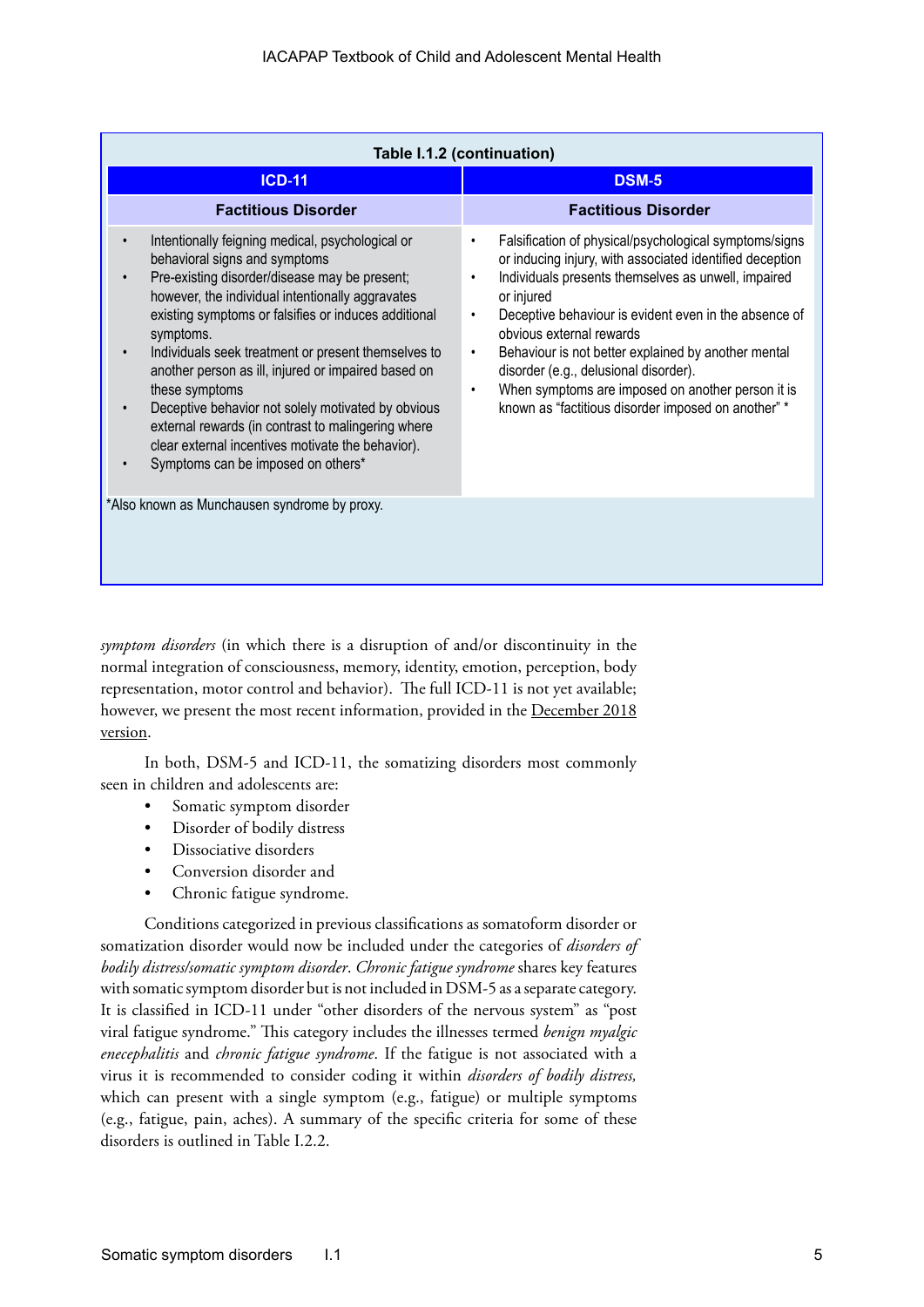**Table I.1.2 (continuation)**

| ICD-11 | DSM-5 |
|---|---|
| **Factitious Disorder** | **Factitious Disorder** |
| • Intentionally feigning medical, psychological or behavioral signs and symptoms<br>• Pre-existing disorder/disease may be present; however, the individual intentionally aggravates existing symptoms or falsifies or induces additional symptoms.<br>• Individuals seek treatment or present themselves to another person as ill, injured or impaired based on these symptoms<br>• Deceptive behavior not solely motivated by obvious external rewards (in contrast to malingering where clear external incentives motivate the behavior).<br>• Symptoms can be imposed on others* | • Falsification of physical/psychological symptoms/signs or inducing injury, with associated identified deception<br>• Individuals presents themselves as unwell, impaired or injured<br>• Deceptive behaviour is evident even in the absence of obvious external rewards<br>• Behaviour is not better explained by another mental disorder (e.g., delusional disorder).<br>• When symptoms are imposed on another person it is known as "factitious disorder imposed on another" * |

*Also known as Munchausen syndrome by proxy.

*symptom disorders* (in which there is a disruption of and/or discontinuity in the normal integration of consciousness, memory, identity, emotion, perception, body representation, motor control and behavior). The full ICD-11 is not yet available; however, we present the most recent information, provided in the December 2018 version.

In both, DSM-5 and ICD-11, the somatizing disorders most commonly seen in children and adolescents are:

- Somatic symptom disorder
- Disorder of bodily distress
- Dissociative disorders
- Conversion disorder and
- Chronic fatigue syndrome.

Conditions categorized in previous classifications as somatoform disorder or somatization disorder would now be included under the categories of *disorders of bodily distress/somatic symptom disorder*. *Chronic fatigue syndrome* shares key features with somatic symptom disorder but is not included in DSM-5 as a separate category. It is classified in ICD-11 under "other disorders of the nervous system" as "post viral fatigue syndrome." This category includes the illnesses termed *benign myalgic enecephalitis* and *chronic fatigue syndrome*. If the fatigue is not associated with a virus it is recommended to consider coding it within *disorders of bodily distress,* which can present with a single symptom (e.g., fatigue) or multiple symptoms (e.g., fatigue, pain, aches). A summary of the specific criteria for some of these disorders is outlined in Table I.2.2.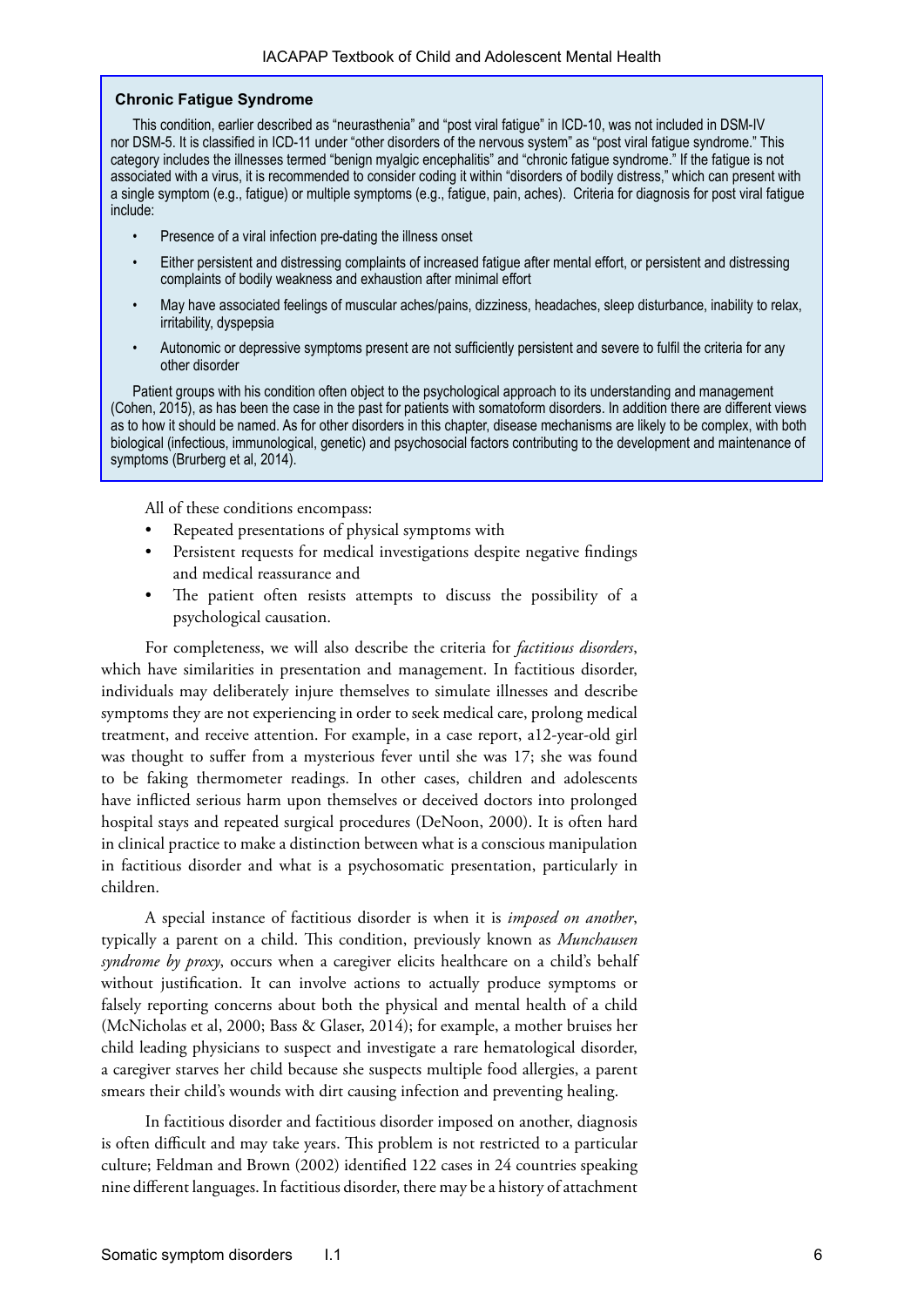### Chronic Fatigue Syndrome

This condition, earlier described as "neurasthenia" and "post viral fatigue" in ICD-10, was not included in DSM-IV nor DSM-5. It is classified in ICD-11 under "other disorders of the nervous system" as "post viral fatigue syndrome." This category includes the illnesses termed "benign myalgic encephalitis" and "chronic fatigue syndrome." If the fatigue is not associated with a virus, it is recommended to consider coding it within "disorders of bodily distress," which can present with a single symptom (e.g., fatigue) or multiple symptoms (e.g., fatigue, pain, aches). Criteria for diagnosis for post viral fatigue include:

- Presence of a viral infection pre-dating the illness onset
- Either persistent and distressing complaints of increased fatigue after mental effort, or persistent and distressing complaints of bodily weakness and exhaustion after minimal effort
- May have associated feelings of muscular aches/pains, dizziness, headaches, sleep disturbance, inability to relax, irritability, dyspepsia
- Autonomic or depressive symptoms present are not sufficiently persistent and severe to fulfil the criteria for any other disorder

Patient groups with his condition often object to the psychological approach to its understanding and management (Cohen, 2015), as has been the case in the past for patients with somatoform disorders. In addition there are different views as to how it should be named. As for other disorders in this chapter, disease mechanisms are likely to be complex, with both biological (infectious, immunological, genetic) and psychosocial factors contributing to the development and maintenance of symptoms (Brurberg et al, 2014).

All of these conditions encompass:

- Repeated presentations of physical symptoms with
- Persistent requests for medical investigations despite negative findings and medical reassurance and
- The patient often resists attempts to discuss the possibility of a psychological causation.

For completeness, we will also describe the criteria for *factitious disorders*, which have similarities in presentation and management. In factitious disorder, individuals may deliberately injure themselves to simulate illnesses and describe symptoms they are not experiencing in order to seek medical care, prolong medical treatment, and receive attention. For example, in a case report, a12-year-old girl was thought to suffer from a mysterious fever until she was 17; she was found to be faking thermometer readings. In other cases, children and adolescents have inflicted serious harm upon themselves or deceived doctors into prolonged hospital stays and repeated surgical procedures (DeNoon, 2000). It is often hard in clinical practice to make a distinction between what is a conscious manipulation in factitious disorder and what is a psychosomatic presentation, particularly in children.

A special instance of factitious disorder is when it is *imposed on another*, typically a parent on a child. This condition, previously known as *Munchausen syndrome by proxy*, occurs when a caregiver elicits healthcare on a child's behalf without justification. It can involve actions to actually produce symptoms or falsely reporting concerns about both the physical and mental health of a child (McNicholas et al, 2000; Bass & Glaser, 2014); for example, a mother bruises her child leading physicians to suspect and investigate a rare hematological disorder, a caregiver starves her child because she suspects multiple food allergies, a parent smears their child's wounds with dirt causing infection and preventing healing.

In factitious disorder and factitious disorder imposed on another, diagnosis is often difficult and may take years. This problem is not restricted to a particular culture; Feldman and Brown (2002) identified 122 cases in 24 countries speaking nine different languages. In factitious disorder, there may be a history of attachment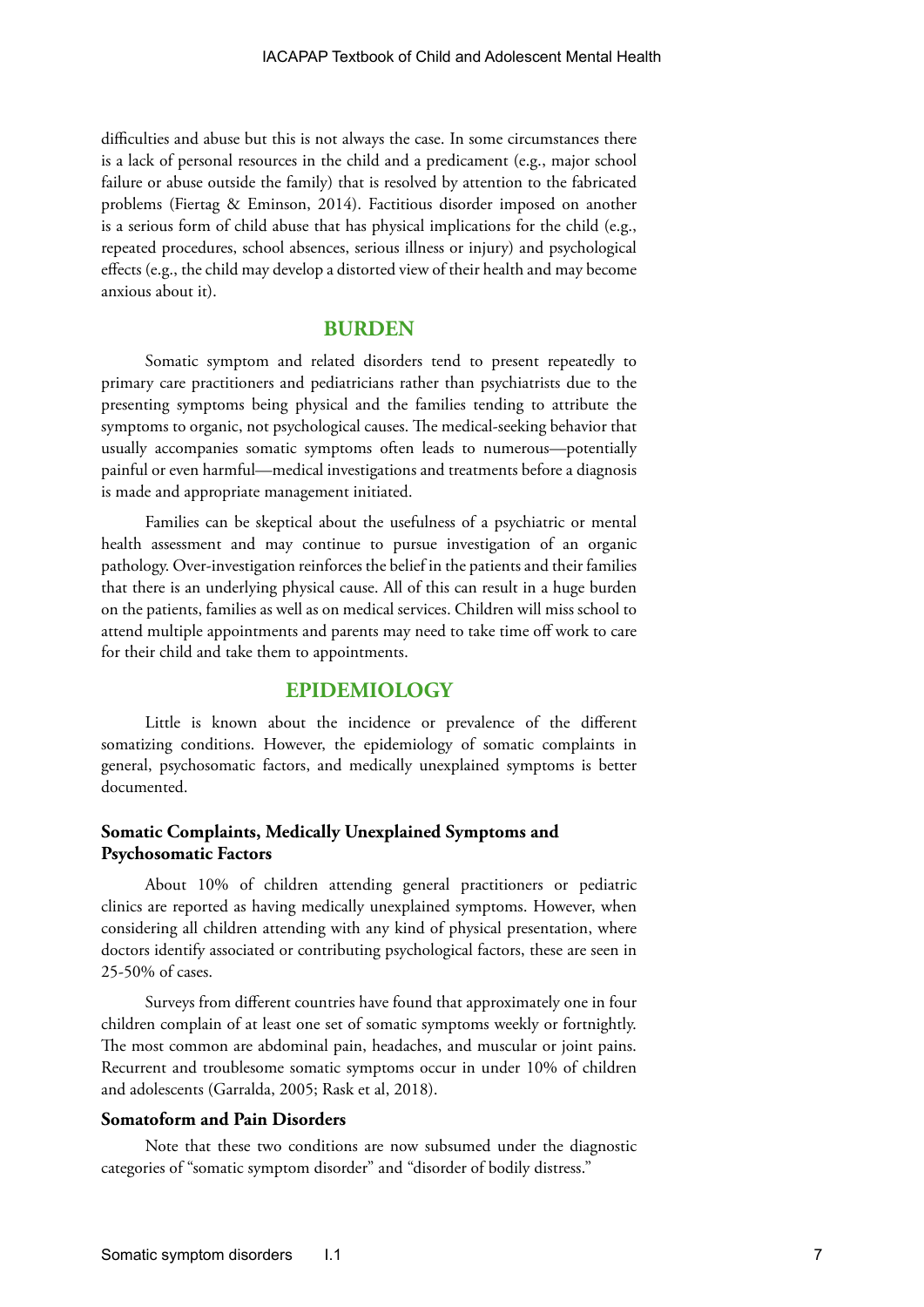difficulties and abuse but this is not always the case. In some circumstances there is a lack of personal resources in the child and a predicament (e.g., major school failure or abuse outside the family) that is resolved by attention to the fabricated problems (Fiertag & Eminson, 2014). Factitious disorder imposed on another is a serious form of child abuse that has physical implications for the child (e.g., repeated procedures, school absences, serious illness or injury) and psychological effects (e.g., the child may develop a distorted view of their health and may become anxious about it).

## BURDEN

Somatic symptom and related disorders tend to present repeatedly to primary care practitioners and pediatricians rather than psychiatrists due to the presenting symptoms being physical and the families tending to attribute the symptoms to organic, not psychological causes. The medical-seeking behavior that usually accompanies somatic symptoms often leads to numerous—potentially painful or even harmful—medical investigations and treatments before a diagnosis is made and appropriate management initiated.

Families can be skeptical about the usefulness of a psychiatric or mental health assessment and may continue to pursue investigation of an organic pathology. Over-investigation reinforces the belief in the patients and their families that there is an underlying physical cause. All of this can result in a huge burden on the patients, families as well as on medical services. Children will miss school to attend multiple appointments and parents may need to take time off work to care for their child and take them to appointments.

## EPIDEMIOLOGY

Little is known about the incidence or prevalence of the different somatizing conditions. However, the epidemiology of somatic complaints in general, psychosomatic factors, and medically unexplained symptoms is better documented.

### Somatic Complaints, Medically Unexplained Symptoms and Psychosomatic Factors

About 10% of children attending general practitioners or pediatric clinics are reported as having medically unexplained symptoms. However, when considering all children attending with any kind of physical presentation, where doctors identify associated or contributing psychological factors, these are seen in 25-50% of cases.

Surveys from different countries have found that approximately one in four children complain of at least one set of somatic symptoms weekly or fortnightly. The most common are abdominal pain, headaches, and muscular or joint pains. Recurrent and troublesome somatic symptoms occur in under 10% of children and adolescents (Garralda, 2005; Rask et al, 2018).

### Somatoform and Pain Disorders

Note that these two conditions are now subsumed under the diagnostic categories of "somatic symptom disorder" and "disorder of bodily distress."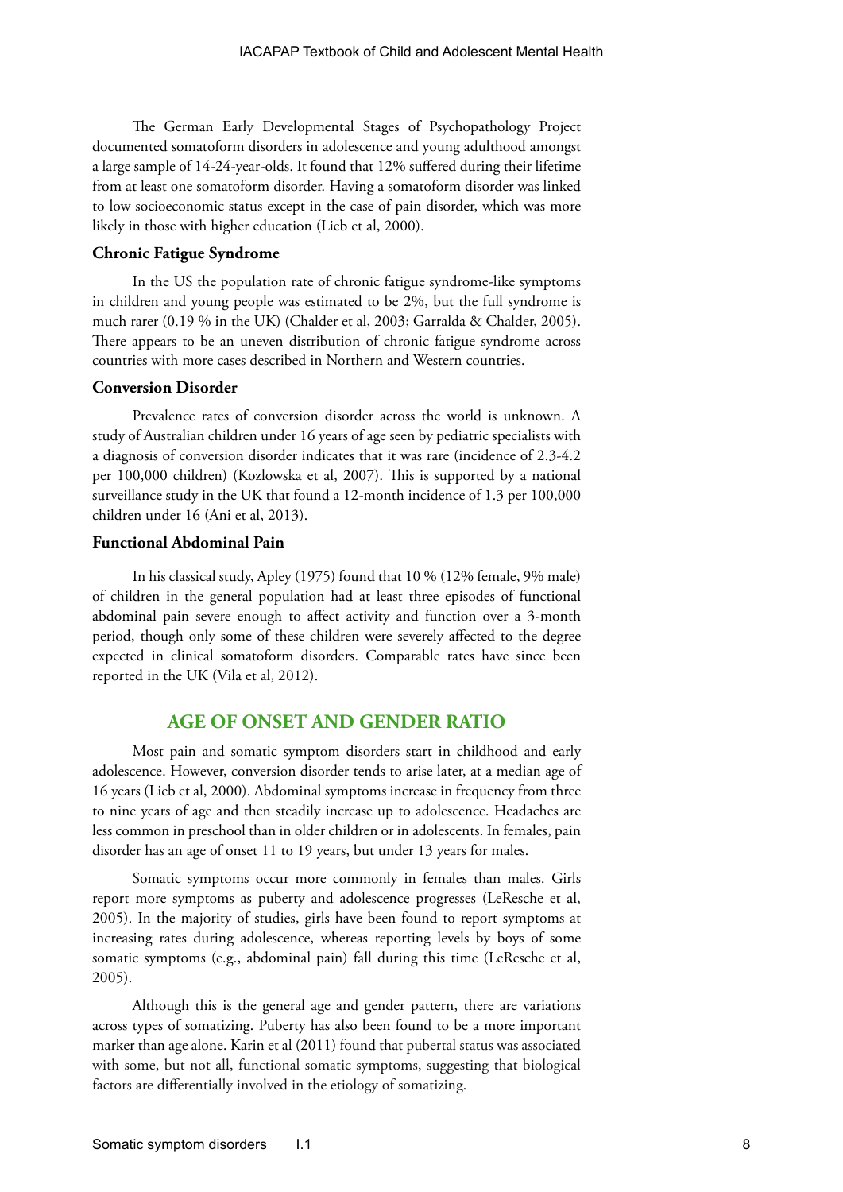The German Early Developmental Stages of Psychopathology Project documented somatoform disorders in adolescence and young adulthood amongst a large sample of 14-24-year-olds. It found that 12% suffered during their lifetime from at least one somatoform disorder. Having a somatoform disorder was linked to low socioeconomic status except in the case of pain disorder, which was more likely in those with higher education (Lieb et al, 2000).

### Chronic Fatigue Syndrome

In the US the population rate of chronic fatigue syndrome-like symptoms in children and young people was estimated to be 2%, but the full syndrome is much rarer (0.19 % in the UK) (Chalder et al, 2003; Garralda & Chalder, 2005). There appears to be an uneven distribution of chronic fatigue syndrome across countries with more cases described in Northern and Western countries.

### Conversion Disorder

Prevalence rates of conversion disorder across the world is unknown. A study of Australian children under 16 years of age seen by pediatric specialists with a diagnosis of conversion disorder indicates that it was rare (incidence of 2.3-4.2 per 100,000 children) (Kozlowska et al, 2007). This is supported by a national surveillance study in the UK that found a 12-month incidence of 1.3 per 100,000 children under 16 (Ani et al, 2013).

### Functional Abdominal Pain

In his classical study, Apley (1975) found that 10 % (12% female, 9% male) of children in the general population had at least three episodes of functional abdominal pain severe enough to affect activity and function over a 3-month period, though only some of these children were severely affected to the degree expected in clinical somatoform disorders. Comparable rates have since been reported in the UK (Vila et al, 2012).

## AGE OF ONSET AND GENDER RATIO

Most pain and somatic symptom disorders start in childhood and early adolescence. However, conversion disorder tends to arise later, at a median age of 16 years (Lieb et al, 2000). Abdominal symptoms increase in frequency from three to nine years of age and then steadily increase up to adolescence. Headaches are less common in preschool than in older children or in adolescents. In females, pain disorder has an age of onset 11 to 19 years, but under 13 years for males.

Somatic symptoms occur more commonly in females than males. Girls report more symptoms as puberty and adolescence progresses (LeResche et al, 2005). In the majority of studies, girls have been found to report symptoms at increasing rates during adolescence, whereas reporting levels by boys of some somatic symptoms (e.g., abdominal pain) fall during this time (LeResche et al, 2005).

Although this is the general age and gender pattern, there are variations across types of somatizing. Puberty has also been found to be a more important marker than age alone. Karin et al (2011) found that pubertal status was associated with some, but not all, functional somatic symptoms, suggesting that biological factors are differentially involved in the etiology of somatizing.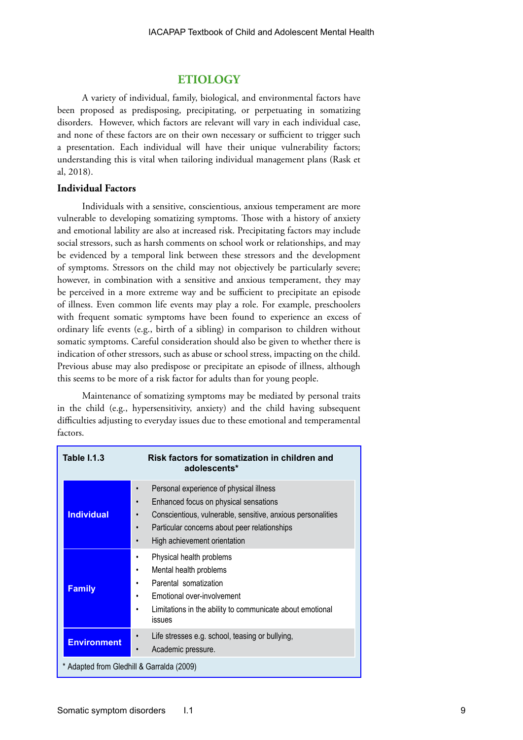## ETIOLOGY

A variety of individual, family, biological, and environmental factors have been proposed as predisposing, precipitating, or perpetuating in somatizing disorders. However, which factors are relevant will vary in each individual case, and none of these factors are on their own necessary or sufficient to trigger such a presentation. Each individual will have their unique vulnerability factors; understanding this is vital when tailoring individual management plans (Rask et al, 2018).

### Individual Factors

Individuals with a sensitive, conscientious, anxious temperament are more vulnerable to developing somatizing symptoms. Those with a history of anxiety and emotional lability are also at increased risk. Precipitating factors may include social stressors, such as harsh comments on school work or relationships, and may be evidenced by a temporal link between these stressors and the development of symptoms. Stressors on the child may not objectively be particularly severe; however, in combination with a sensitive and anxious temperament, they may be perceived in a more extreme way and be sufficient to precipitate an episode of illness. Even common life events may play a role. For example, preschoolers with frequent somatic symptoms have been found to experience an excess of ordinary life events (e.g., birth of a sibling) in comparison to children without somatic symptoms. Careful consideration should also be given to whether there is indication of other stressors, such as abuse or school stress, impacting on the child. Previous abuse may also predispose or precipitate an episode of illness, although this seems to be more of a risk factor for adults than for young people.

Maintenance of somatizing symptoms may be mediated by personal traits in the child (e.g., hypersensitivity, anxiety) and the child having subsequent difficulties adjusting to everyday issues due to these emotional and temperamental factors.

**Table I.1.3 Risk factors for somatization in children and adolescents***

| | |
|---|---|
| **Individual** | • Personal experience of physical illness<br>• Enhanced focus on physical sensations<br>• Conscientious, vulnerable, sensitive, anxious personalities<br>• Particular concerns about peer relationships<br>• High achievement orientation |
| **Family** | • Physical health problems<br>• Mental health problems<br>• Parental somatization<br>• Emotional over-involvement<br>• Limitations in the ability to communicate about emotional issues |
| **Environment** | • Life stresses e.g. school, teasing or bullying,<br>• Academic pressure. |

* Adapted from Gledhill & Garralda (2009)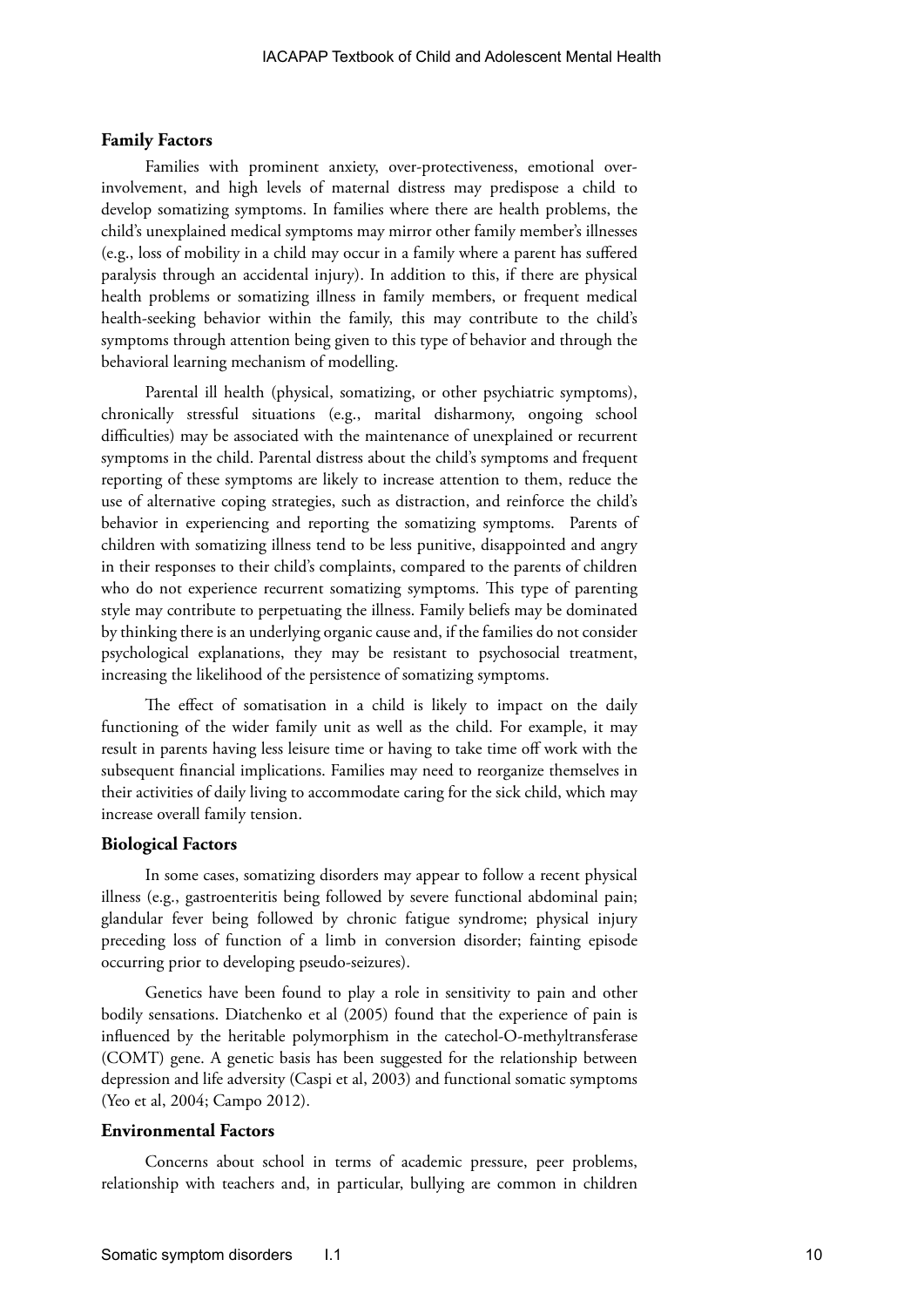### Family Factors

Families with prominent anxiety, over-protectiveness, emotional over-involvement, and high levels of maternal distress may predispose a child to develop somatizing symptoms. In families where there are health problems, the child's unexplained medical symptoms may mirror other family member's illnesses (e.g., loss of mobility in a child may occur in a family where a parent has suffered paralysis through an accidental injury). In addition to this, if there are physical health problems or somatizing illness in family members, or frequent medical health-seeking behavior within the family, this may contribute to the child's symptoms through attention being given to this type of behavior and through the behavioral learning mechanism of modelling.

Parental ill health (physical, somatizing, or other psychiatric symptoms), chronically stressful situations (e.g., marital disharmony, ongoing school difficulties) may be associated with the maintenance of unexplained or recurrent symptoms in the child. Parental distress about the child's symptoms and frequent reporting of these symptoms are likely to increase attention to them, reduce the use of alternative coping strategies, such as distraction, and reinforce the child's behavior in experiencing and reporting the somatizing symptoms. Parents of children with somatizing illness tend to be less punitive, disappointed and angry in their responses to their child's complaints, compared to the parents of children who do not experience recurrent somatizing symptoms. This type of parenting style may contribute to perpetuating the illness. Family beliefs may be dominated by thinking there is an underlying organic cause and, if the families do not consider psychological explanations, they may be resistant to psychosocial treatment, increasing the likelihood of the persistence of somatizing symptoms.

The effect of somatisation in a child is likely to impact on the daily functioning of the wider family unit as well as the child. For example, it may result in parents having less leisure time or having to take time off work with the subsequent financial implications. Families may need to reorganize themselves in their activities of daily living to accommodate caring for the sick child, which may increase overall family tension.

### Biological Factors

In some cases, somatizing disorders may appear to follow a recent physical illness (e.g., gastroenteritis being followed by severe functional abdominal pain; glandular fever being followed by chronic fatigue syndrome; physical injury preceding loss of function of a limb in conversion disorder; fainting episode occurring prior to developing pseudo-seizures).

Genetics have been found to play a role in sensitivity to pain and other bodily sensations. Diatchenko et al (2005) found that the experience of pain is influenced by the heritable polymorphism in the catechol-O-methyltransferase (COMT) gene. A genetic basis has been suggested for the relationship between depression and life adversity (Caspi et al, 2003) and functional somatic symptoms (Yeo et al, 2004; Campo 2012).

### Environmental Factors

Concerns about school in terms of academic pressure, peer problems, relationship with teachers and, in particular, bullying are common in children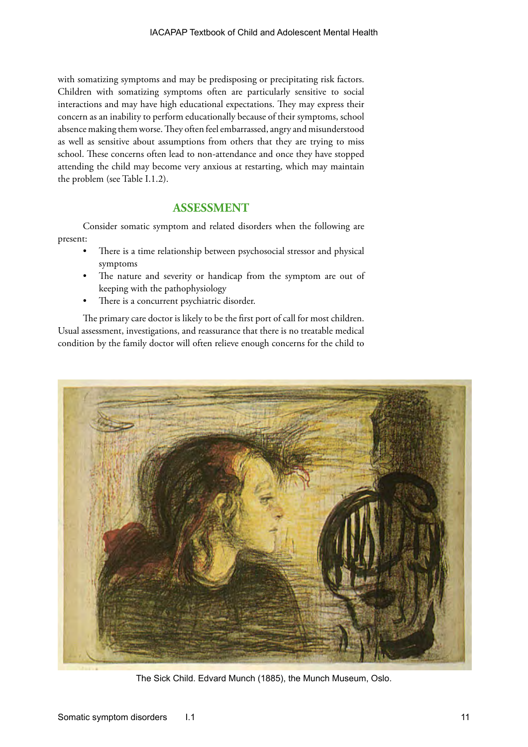with somatizing symptoms and may be predisposing or precipitating risk factors. Children with somatizing symptoms often are particularly sensitive to social interactions and may have high educational expectations. They may express their concern as an inability to perform educationally because of their symptoms, school absence making them worse. They often feel embarrassed, angry and misunderstood as well as sensitive about assumptions from others that they are trying to miss school. These concerns often lead to non-attendance and once they have stopped attending the child may become very anxious at restarting, which may maintain the problem (see Table I.1.2).

## ASSESSMENT

Consider somatic symptom and related disorders when the following are present:

- There is a time relationship between psychosocial stressor and physical symptoms
- The nature and severity or handicap from the symptom are out of keeping with the pathophysiology
- There is a concurrent psychiatric disorder.

The primary care doctor is likely to be the first port of call for most children. Usual assessment, investigations, and reassurance that there is no treatable medical condition by the family doctor will often relieve enough concerns for the child to

The Sick Child. Edvard Munch (1885), the Munch Museum, Oslo.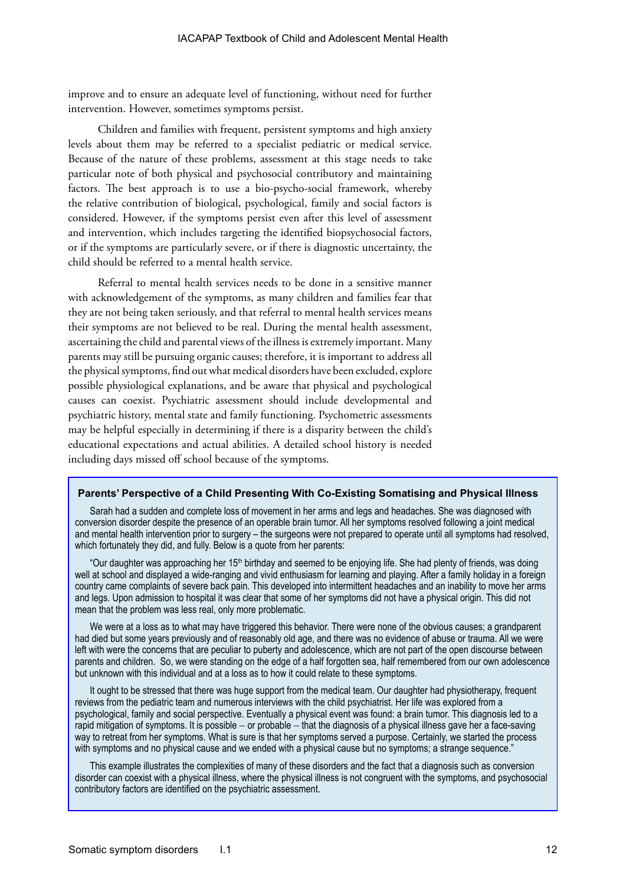improve and to ensure an adequate level of functioning, without need for further intervention. However, sometimes symptoms persist.

Children and families with frequent, persistent symptoms and high anxiety levels about them may be referred to a specialist pediatric or medical service. Because of the nature of these problems, assessment at this stage needs to take particular note of both physical and psychosocial contributory and maintaining factors. The best approach is to use a bio-psycho-social framework, whereby the relative contribution of biological, psychological, family and social factors is considered. However, if the symptoms persist even after this level of assessment and intervention, which includes targeting the identified biopsychosocial factors, or if the symptoms are particularly severe, or if there is diagnostic uncertainty, the child should be referred to a mental health service.

Referral to mental health services needs to be done in a sensitive manner with acknowledgement of the symptoms, as many children and families fear that they are not being taken seriously, and that referral to mental health services means their symptoms are not believed to be real. During the mental health assessment, ascertaining the child and parental views of the illness is extremely important. Many parents may still be pursuing organic causes; therefore, it is important to address all the physical symptoms, find out what medical disorders have been excluded, explore possible physiological explanations, and be aware that physical and psychological causes can coexist. Psychiatric assessment should include developmental and psychiatric history, mental state and family functioning. Psychometric assessments may be helpful especially in determining if there is a disparity between the child's educational expectations and actual abilities. A detailed school history is needed including days missed off school because of the symptoms.

**Parents' Perspective of a Child Presenting With Co-Existing Somatising and Physical Illness**

Sarah had a sudden and complete loss of movement in her arms and legs and headaches. She was diagnosed with conversion disorder despite the presence of an operable brain tumor. All her symptoms resolved following a joint medical and mental health intervention prior to surgery – the surgeons were not prepared to operate until all symptoms had resolved, which fortunately they did, and fully. Below is a quote from her parents:

"Our daughter was approaching her 15th birthday and seemed to be enjoying life. She had plenty of friends, was doing well at school and displayed a wide-ranging and vivid enthusiasm for learning and playing. After a family holiday in a foreign country came complaints of severe back pain. This developed into intermittent headaches and an inability to move her arms and legs. Upon admission to hospital it was clear that some of her symptoms did not have a physical origin. This did not mean that the problem was less real, only more problematic.

We were at a loss as to what may have triggered this behavior. There were none of the obvious causes; a grandparent had died but some years previously and of reasonably old age, and there was no evidence of abuse or trauma. All we were left with were the concerns that are peculiar to puberty and adolescence, which are not part of the open discourse between parents and children. So, we were standing on the edge of a half forgotten sea, half remembered from our own adolescence but unknown with this individual and at a loss as to how it could relate to these symptoms.

It ought to be stressed that there was huge support from the medical team. Our daughter had physiotherapy, frequent reviews from the pediatric team and numerous interviews with the child psychiatrist. Her life was explored from a psychological, family and social perspective. Eventually a physical event was found: a brain tumor. This diagnosis led to a rapid mitigation of symptoms. It is possible – or probable – that the diagnosis of a physical illness gave her a face-saving way to retreat from her symptoms. What is sure is that her symptoms served a purpose. Certainly, we started the process with symptoms and no physical cause and we ended with a physical cause but no symptoms; a strange sequence."

This example illustrates the complexities of many of these disorders and the fact that a diagnosis such as conversion disorder can coexist with a physical illness, where the physical illness is not congruent with the symptoms, and psychosocial contributory factors are identified on the psychiatric assessment.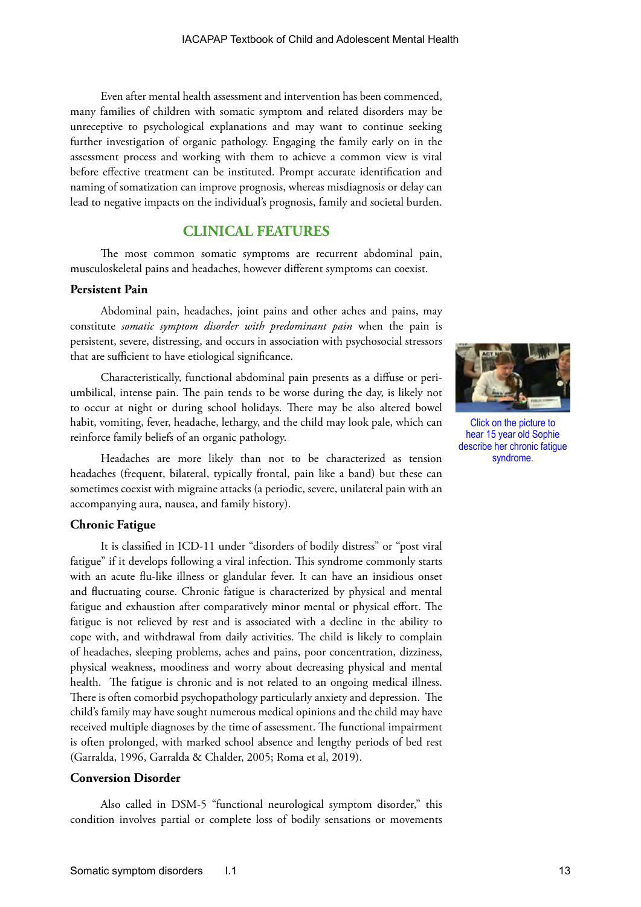Even after mental health assessment and intervention has been commenced, many families of children with somatic symptom and related disorders may be unreceptive to psychological explanations and may want to continue seeking further investigation of organic pathology. Engaging the family early on in the assessment process and working with them to achieve a common view is vital before effective treatment can be instituted. Prompt accurate identification and naming of somatization can improve prognosis, whereas misdiagnosis or delay can lead to negative impacts on the individual's prognosis, family and societal burden.

## CLINICAL FEATURES

The most common somatic symptoms are recurrent abdominal pain, musculoskeletal pains and headaches, however different symptoms can coexist.

### Persistent Pain

Abdominal pain, headaches, joint pains and other aches and pains, may constitute *somatic symptom disorder with predominant pain* when the pain is persistent, severe, distressing, and occurs in association with psychosocial stressors that are sufficient to have etiological significance.

Characteristically, functional abdominal pain presents as a diffuse or peri-umbilical, intense pain. The pain tends to be worse during the day, is likely not to occur at night or during school holidays. There may be also altered bowel habit, vomiting, fever, headache, lethargy, and the child may look pale, which can reinforce family beliefs of an organic pathology.

Headaches are more likely than not to be characterized as tension headaches (frequent, bilateral, typically frontal, pain like a band) but these can sometimes coexist with migraine attacks (a periodic, severe, unilateral pain with an accompanying aura, nausea, and family history).

Click on the picture to hear 15 year old Sophie describe her chronic fatigue syndrome.

### Chronic Fatigue

It is classified in ICD-11 under "disorders of bodily distress" or "post viral fatigue" if it develops following a viral infection. This syndrome commonly starts with an acute flu-like illness or glandular fever. It can have an insidious onset and fluctuating course. Chronic fatigue is characterized by physical and mental fatigue and exhaustion after comparatively minor mental or physical effort. The fatigue is not relieved by rest and is associated with a decline in the ability to cope with, and withdrawal from daily activities. The child is likely to complain of headaches, sleeping problems, aches and pains, poor concentration, dizziness, physical weakness, moodiness and worry about decreasing physical and mental health. The fatigue is chronic and is not related to an ongoing medical illness. There is often comorbid psychopathology particularly anxiety and depression. The child's family may have sought numerous medical opinions and the child may have received multiple diagnoses by the time of assessment. The functional impairment is often prolonged, with marked school absence and lengthy periods of bed rest (Garralda, 1996, Garralda & Chalder, 2005; Roma et al, 2019).

### Conversion Disorder

Also called in DSM-5 "functional neurological symptom disorder," this condition involves partial or complete loss of bodily sensations or movements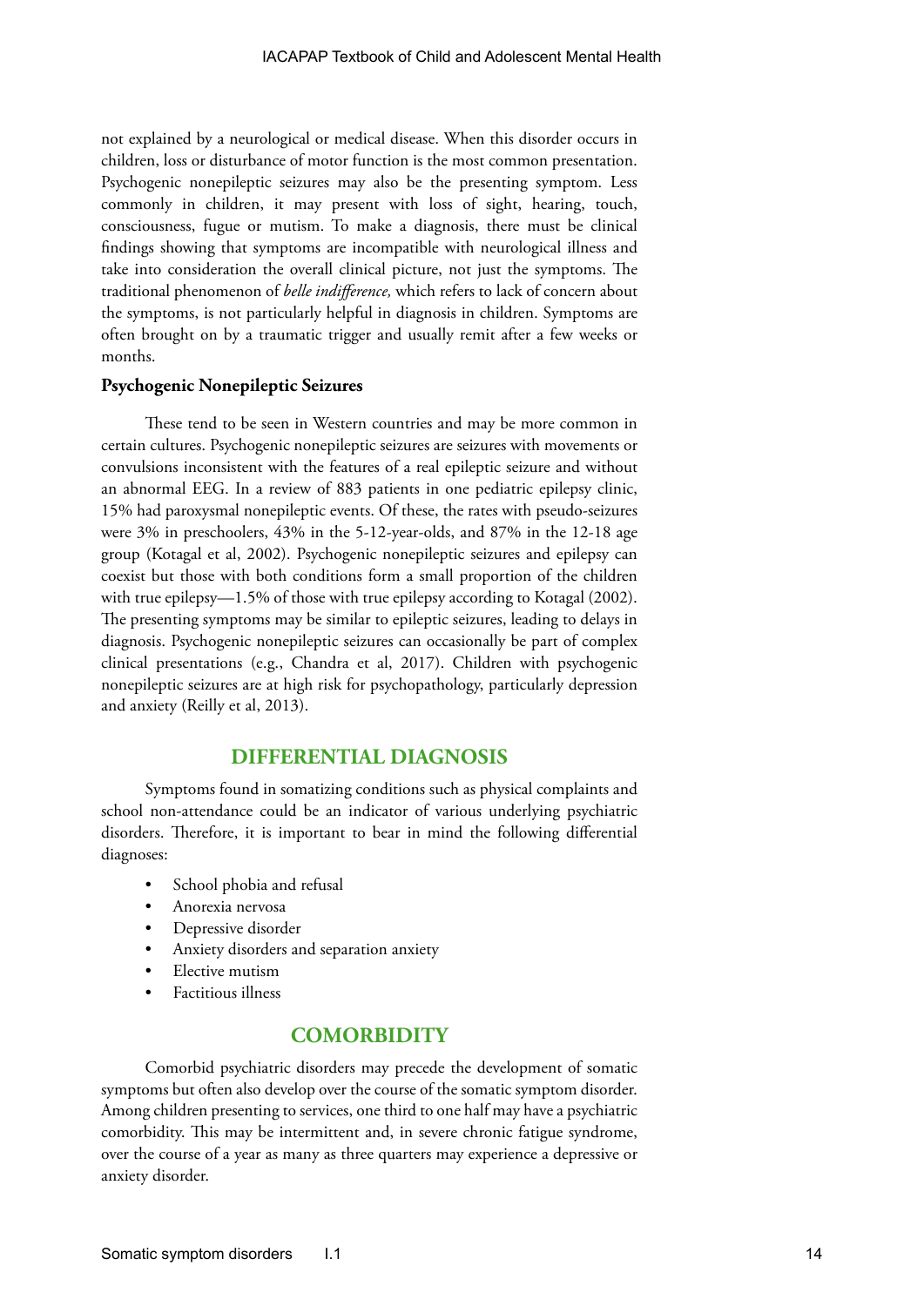not explained by a neurological or medical disease. When this disorder occurs in children, loss or disturbance of motor function is the most common presentation. Psychogenic nonepileptic seizures may also be the presenting symptom. Less commonly in children, it may present with loss of sight, hearing, touch, consciousness, fugue or mutism. To make a diagnosis, there must be clinical findings showing that symptoms are incompatible with neurological illness and take into consideration the overall clinical picture, not just the symptoms. The traditional phenomenon of *belle indifference,* which refers to lack of concern about the symptoms, is not particularly helpful in diagnosis in children. Symptoms are often brought on by a traumatic trigger and usually remit after a few weeks or months.

### Psychogenic Nonepileptic Seizures

These tend to be seen in Western countries and may be more common in certain cultures. Psychogenic nonepileptic seizures are seizures with movements or convulsions inconsistent with the features of a real epileptic seizure and without an abnormal EEG. In a review of 883 patients in one pediatric epilepsy clinic, 15% had paroxysmal nonepileptic events. Of these, the rates with pseudo-seizures were 3% in preschoolers, 43% in the 5-12-year-olds, and 87% in the 12-18 age group (Kotagal et al, 2002). Psychogenic nonepileptic seizures and epilepsy can coexist but those with both conditions form a small proportion of the children with true epilepsy—1.5% of those with true epilepsy according to Kotagal (2002). The presenting symptoms may be similar to epileptic seizures, leading to delays in diagnosis. Psychogenic nonepileptic seizures can occasionally be part of complex clinical presentations (e.g., Chandra et al, 2017). Children with psychogenic nonepileptic seizures are at high risk for psychopathology, particularly depression and anxiety (Reilly et al, 2013).

## DIFFERENTIAL DIAGNOSIS

Symptoms found in somatizing conditions such as physical complaints and school non-attendance could be an indicator of various underlying psychiatric disorders. Therefore, it is important to bear in mind the following differential diagnoses:

- School phobia and refusal
- Anorexia nervosa
- Depressive disorder
- Anxiety disorders and separation anxiety
- Elective mutism
- Factitious illness

## COMORBIDITY

Comorbid psychiatric disorders may precede the development of somatic symptoms but often also develop over the course of the somatic symptom disorder. Among children presenting to services, one third to one half may have a psychiatric comorbidity. This may be intermittent and, in severe chronic fatigue syndrome, over the course of a year as many as three quarters may experience a depressive or anxiety disorder.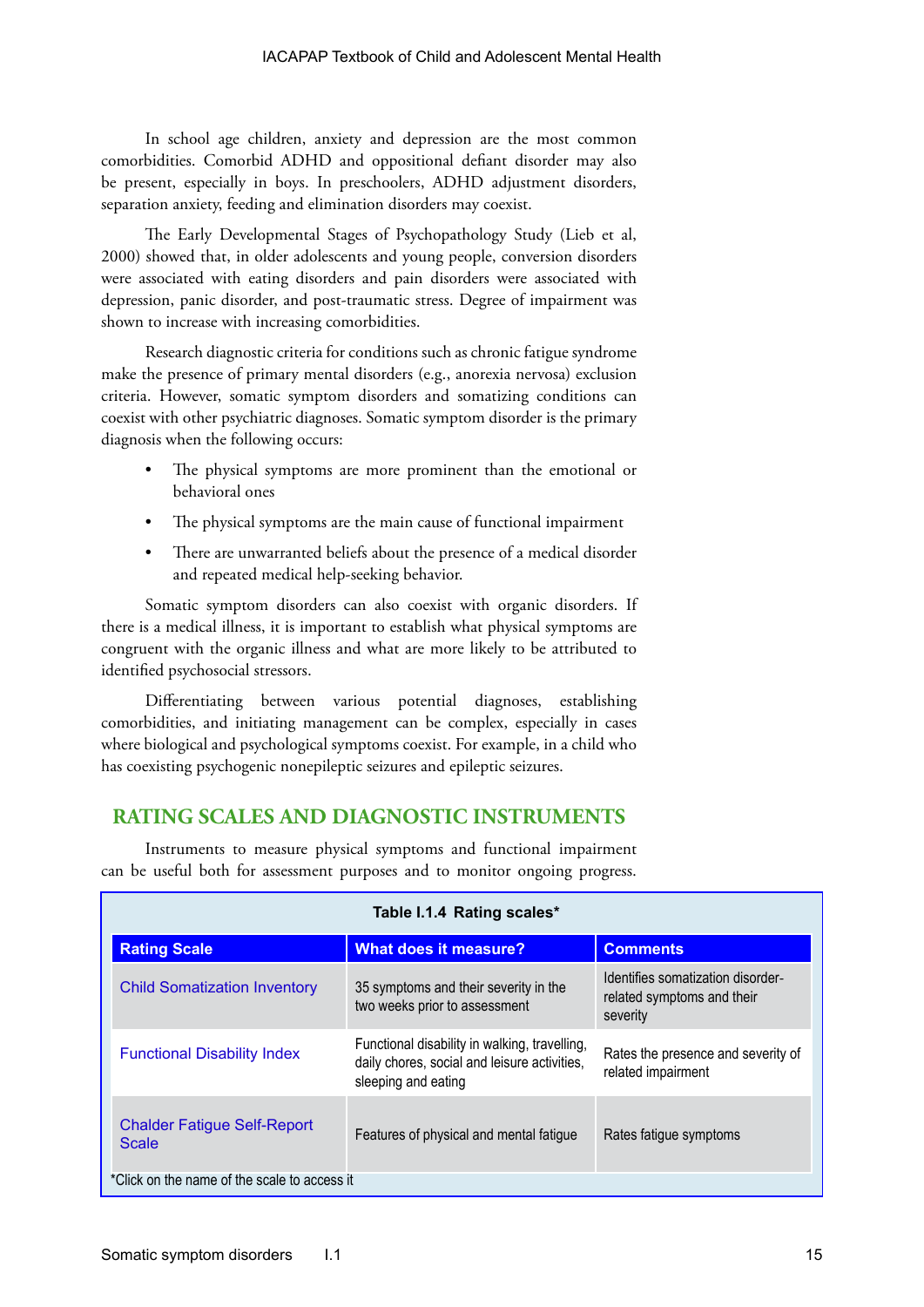In school age children, anxiety and depression are the most common comorbidities. Comorbid ADHD and oppositional defiant disorder may also be present, especially in boys. In preschoolers, ADHD adjustment disorders, separation anxiety, feeding and elimination disorders may coexist.

The Early Developmental Stages of Psychopathology Study (Lieb et al, 2000) showed that, in older adolescents and young people, conversion disorders were associated with eating disorders and pain disorders were associated with depression, panic disorder, and post-traumatic stress. Degree of impairment was shown to increase with increasing comorbidities.

Research diagnostic criteria for conditions such as chronic fatigue syndrome make the presence of primary mental disorders (e.g., anorexia nervosa) exclusion criteria. However, somatic symptom disorders and somatizing conditions can coexist with other psychiatric diagnoses. Somatic symptom disorder is the primary diagnosis when the following occurs:

- The physical symptoms are more prominent than the emotional or behavioral ones
- The physical symptoms are the main cause of functional impairment
- There are unwarranted beliefs about the presence of a medical disorder and repeated medical help-seeking behavior.

Somatic symptom disorders can also coexist with organic disorders. If there is a medical illness, it is important to establish what physical symptoms are congruent with the organic illness and what are more likely to be attributed to identified psychosocial stressors.

Differentiating between various potential diagnoses, establishing comorbidities, and initiating management can be complex, especially in cases where biological and psychological symptoms coexist. For example, in a child who has coexisting psychogenic nonepileptic seizures and epileptic seizures.

## RATING SCALES AND DIAGNOSTIC INSTRUMENTS

Instruments to measure physical symptoms and functional impairment can be useful both for assessment purposes and to monitor ongoing progress.

**Table I.1.4 Rating scales***

| Rating Scale | What does it measure? | Comments |
|---|---|---|
| Child Somatization Inventory | 35 symptoms and their severity in the two weeks prior to assessment | Identifies somatization disorder-related symptoms and their severity |
| Functional Disability Index | Functional disability in walking, travelling, daily chores, social and leisure activities, sleeping and eating | Rates the presence and severity of related impairment |
| Chalder Fatigue Self-Report Scale | Features of physical and mental fatigue | Rates fatigue symptoms |

*Click on the name of the scale to access it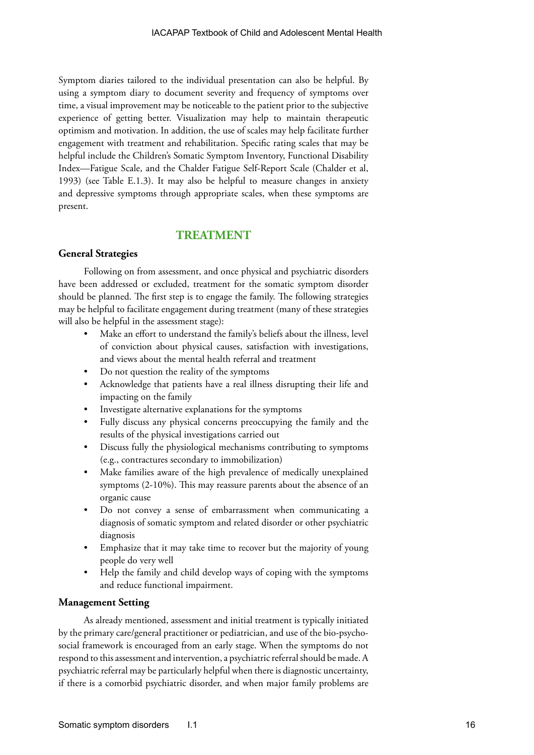Symptom diaries tailored to the individual presentation can also be helpful. By using a symptom diary to document severity and frequency of symptoms over time, a visual improvement may be noticeable to the patient prior to the subjective experience of getting better. Visualization may help to maintain therapeutic optimism and motivation. In addition, the use of scales may help facilitate further engagement with treatment and rehabilitation. Specific rating scales that may be helpful include the Children's Somatic Symptom Inventory, Functional Disability Index—Fatigue Scale, and the Chalder Fatigue Self-Report Scale (Chalder et al, 1993) (see Table E.1.3). It may also be helpful to measure changes in anxiety and depressive symptoms through appropriate scales, when these symptoms are present.

## TREATMENT

### General Strategies

Following on from assessment, and once physical and psychiatric disorders have been addressed or excluded, treatment for the somatic symptom disorder should be planned. The first step is to engage the family. The following strategies may be helpful to facilitate engagement during treatment (many of these strategies will also be helpful in the assessment stage):

- Make an effort to understand the family's beliefs about the illness, level of conviction about physical causes, satisfaction with investigations, and views about the mental health referral and treatment
- Do not question the reality of the symptoms
- Acknowledge that patients have a real illness disrupting their life and impacting on the family
- Investigate alternative explanations for the symptoms
- Fully discuss any physical concerns preoccupying the family and the results of the physical investigations carried out
- Discuss fully the physiological mechanisms contributing to symptoms (e.g., contractures secondary to immobilization)
- Make families aware of the high prevalence of medically unexplained symptoms (2-10%). This may reassure parents about the absence of an organic cause
- Do not convey a sense of embarrassment when communicating a diagnosis of somatic symptom and related disorder or other psychiatric diagnosis
- Emphasize that it may take time to recover but the majority of young people do very well
- Help the family and child develop ways of coping with the symptoms and reduce functional impairment.

### Management Setting

As already mentioned, assessment and initial treatment is typically initiated by the primary care/general practitioner or pediatrician, and use of the bio-psycho-social framework is encouraged from an early stage. When the symptoms do not respond to this assessment and intervention, a psychiatric referral should be made. A psychiatric referral may be particularly helpful when there is diagnostic uncertainty, if there is a comorbid psychiatric disorder, and when major family problems are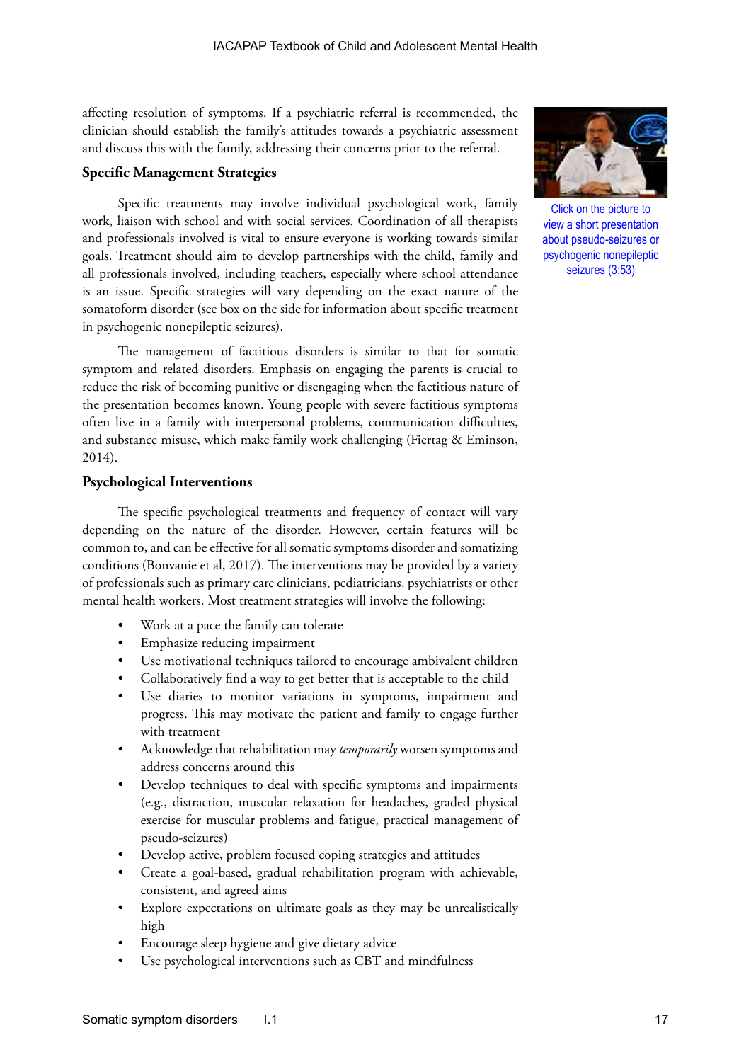affecting resolution of symptoms. If a psychiatric referral is recommended, the clinician should establish the family's attitudes towards a psychiatric assessment and discuss this with the family, addressing their concerns prior to the referral.

### Specific Management Strategies

Specific treatments may involve individual psychological work, family work, liaison with school and with social services. Coordination of all therapists and professionals involved is vital to ensure everyone is working towards similar goals. Treatment should aim to develop partnerships with the child, family and all professionals involved, including teachers, especially where school attendance is an issue. Specific strategies will vary depending on the exact nature of the somatoform disorder (see box on the side for information about specific treatment in psychogenic nonepileptic seizures).

Click on the picture to view a short presentation about pseudo-seizures or psychogenic nonepileptic seizures (3:53)

The management of factitious disorders is similar to that for somatic symptom and related disorders. Emphasis on engaging the parents is crucial to reduce the risk of becoming punitive or disengaging when the factitious nature of the presentation becomes known. Young people with severe factitious symptoms often live in a family with interpersonal problems, communication difficulties, and substance misuse, which make family work challenging (Fiertag & Eminson, 2014).

### Psychological Interventions

The specific psychological treatments and frequency of contact will vary depending on the nature of the disorder. However, certain features will be common to, and can be effective for all somatic symptoms disorder and somatizing conditions (Bonvanie et al, 2017). The interventions may be provided by a variety of professionals such as primary care clinicians, pediatricians, psychiatrists or other mental health workers. Most treatment strategies will involve the following:

- Work at a pace the family can tolerate
- Emphasize reducing impairment
- Use motivational techniques tailored to encourage ambivalent children
- Collaboratively find a way to get better that is acceptable to the child
- Use diaries to monitor variations in symptoms, impairment and progress. This may motivate the patient and family to engage further with treatment
- Acknowledge that rehabilitation may *temporarily* worsen symptoms and address concerns around this
- Develop techniques to deal with specific symptoms and impairments (e.g., distraction, muscular relaxation for headaches, graded physical exercise for muscular problems and fatigue, practical management of pseudo-seizures)
- Develop active, problem focused coping strategies and attitudes
- Create a goal-based, gradual rehabilitation program with achievable, consistent, and agreed aims
- Explore expectations on ultimate goals as they may be unrealistically high
- Encourage sleep hygiene and give dietary advice
- Use psychological interventions such as CBT and mindfulness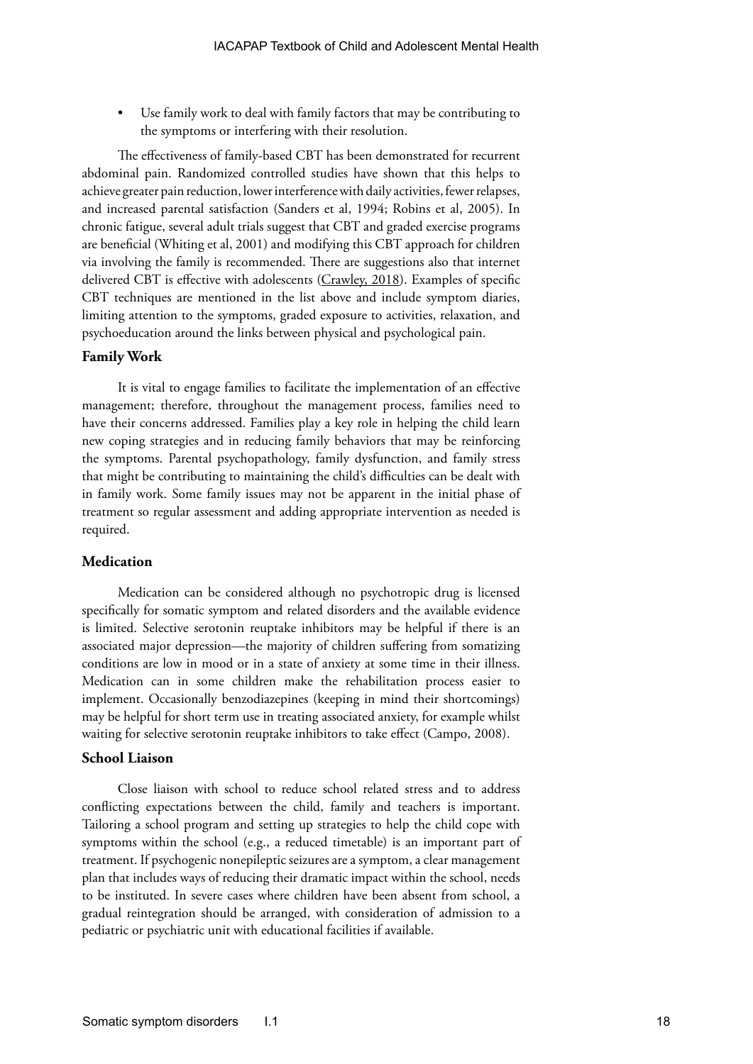- Use family work to deal with family factors that may be contributing to the symptoms or interfering with their resolution.

The effectiveness of family-based CBT has been demonstrated for recurrent abdominal pain. Randomized controlled studies have shown that this helps to achieve greater pain reduction, lower interference with daily activities, fewer relapses, and increased parental satisfaction (Sanders et al, 1994; Robins et al, 2005). In chronic fatigue, several adult trials suggest that CBT and graded exercise programs are beneficial (Whiting et al, 2001) and modifying this CBT approach for children via involving the family is recommended. There are suggestions also that internet delivered CBT is effective with adolescents (Crawley, 2018). Examples of specific CBT techniques are mentioned in the list above and include symptom diaries, limiting attention to the symptoms, graded exposure to activities, relaxation, and psychoeducation around the links between physical and psychological pain.

### Family Work

It is vital to engage families to facilitate the implementation of an effective management; therefore, throughout the management process, families need to have their concerns addressed. Families play a key role in helping the child learn new coping strategies and in reducing family behaviors that may be reinforcing the symptoms. Parental psychopathology, family dysfunction, and family stress that might be contributing to maintaining the child's difficulties can be dealt with in family work. Some family issues may not be apparent in the initial phase of treatment so regular assessment and adding appropriate intervention as needed is required.

### Medication

Medication can be considered although no psychotropic drug is licensed specifically for somatic symptom and related disorders and the available evidence is limited. Selective serotonin reuptake inhibitors may be helpful if there is an associated major depression—the majority of children suffering from somatizing conditions are low in mood or in a state of anxiety at some time in their illness. Medication can in some children make the rehabilitation process easier to implement. Occasionally benzodiazepines (keeping in mind their shortcomings) may be helpful for short term use in treating associated anxiety, for example whilst waiting for selective serotonin reuptake inhibitors to take effect (Campo, 2008).

### School Liaison

Close liaison with school to reduce school related stress and to address conflicting expectations between the child, family and teachers is important. Tailoring a school program and setting up strategies to help the child cope with symptoms within the school (e.g., a reduced timetable) is an important part of treatment. If psychogenic nonepileptic seizures are a symptom, a clear management plan that includes ways of reducing their dramatic impact within the school, needs to be instituted. In severe cases where children have been absent from school, a gradual reintegration should be arranged, with consideration of admission to a pediatric or psychiatric unit with educational facilities if available.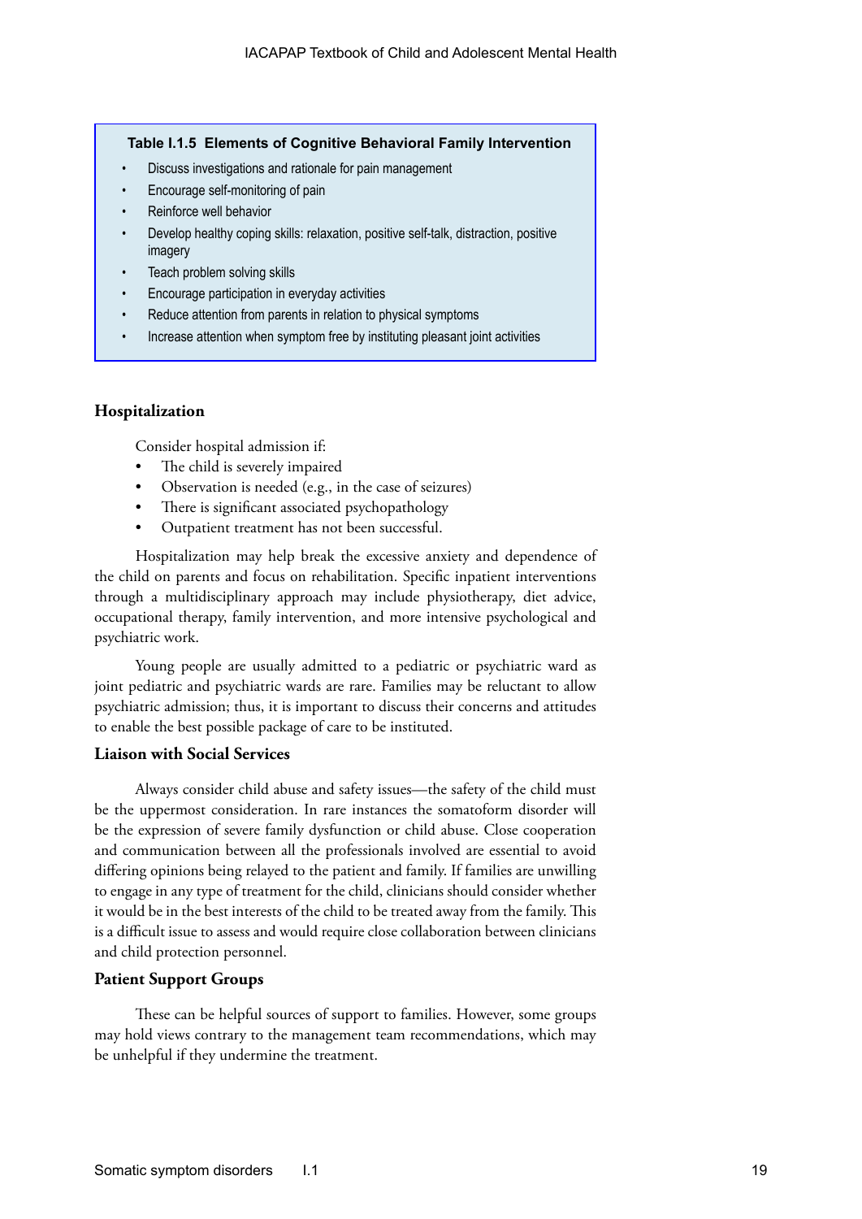**Table I.1.5 Elements of Cognitive Behavioral Family Intervention**

- Discuss investigations and rationale for pain management
- Encourage self-monitoring of pain
- Reinforce well behavior
- Develop healthy coping skills: relaxation, positive self-talk, distraction, positive imagery
- Teach problem solving skills
- Encourage participation in everyday activities
- Reduce attention from parents in relation to physical symptoms
- Increase attention when symptom free by instituting pleasant joint activities

### Hospitalization

Consider hospital admission if:

- The child is severely impaired
- Observation is needed (e.g., in the case of seizures)
- There is significant associated psychopathology
- Outpatient treatment has not been successful.

Hospitalization may help break the excessive anxiety and dependence of the child on parents and focus on rehabilitation. Specific inpatient interventions through a multidisciplinary approach may include physiotherapy, diet advice, occupational therapy, family intervention, and more intensive psychological and psychiatric work.

Young people are usually admitted to a pediatric or psychiatric ward as joint pediatric and psychiatric wards are rare. Families may be reluctant to allow psychiatric admission; thus, it is important to discuss their concerns and attitudes to enable the best possible package of care to be instituted.

### Liaison with Social Services

Always consider child abuse and safety issues—the safety of the child must be the uppermost consideration. In rare instances the somatoform disorder will be the expression of severe family dysfunction or child abuse. Close cooperation and communication between all the professionals involved are essential to avoid differing opinions being relayed to the patient and family. If families are unwilling to engage in any type of treatment for the child, clinicians should consider whether it would be in the best interests of the child to be treated away from the family. This is a difficult issue to assess and would require close collaboration between clinicians and child protection personnel.

### Patient Support Groups

These can be helpful sources of support to families. However, some groups may hold views contrary to the management team recommendations, which may be unhelpful if they undermine the treatment.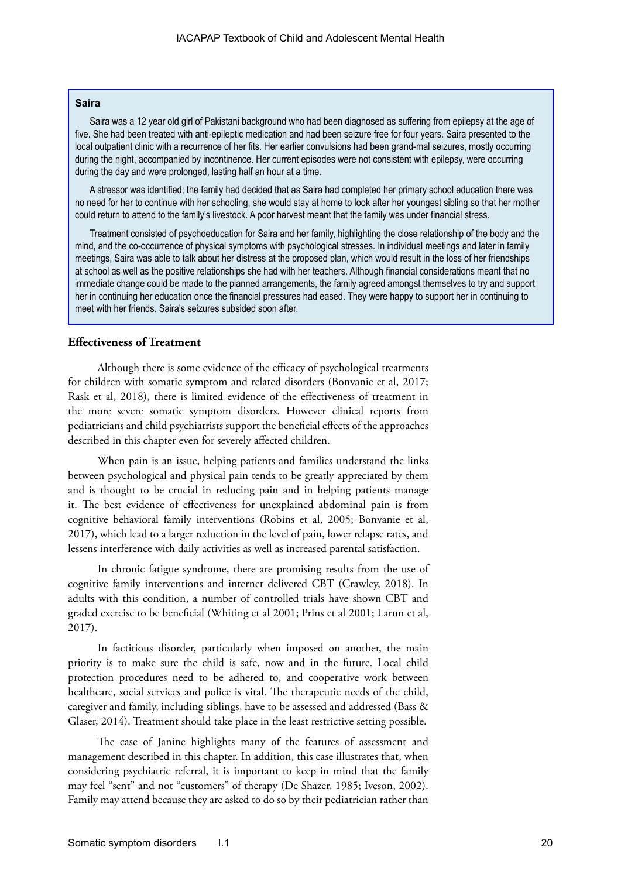**Saira**

Saira was a 12 year old girl of Pakistani background who had been diagnosed as suffering from epilepsy at the age of five. She had been treated with anti-epileptic medication and had been seizure free for four years. Saira presented to the local outpatient clinic with a recurrence of her fits. Her earlier convulsions had been grand-mal seizures, mostly occurring during the night, accompanied by incontinence. Her current episodes were not consistent with epilepsy, were occurring during the day and were prolonged, lasting half an hour at a time.

A stressor was identified; the family had decided that as Saira had completed her primary school education there was no need for her to continue with her schooling, she would stay at home to look after her youngest sibling so that her mother could return to attend to the family's livestock. A poor harvest meant that the family was under financial stress.

Treatment consisted of psychoeducation for Saira and her family, highlighting the close relationship of the body and the mind, and the co-occurrence of physical symptoms with psychological stresses. In individual meetings and later in family meetings, Saira was able to talk about her distress at the proposed plan, which would result in the loss of her friendships at school as well as the positive relationships she had with her teachers. Although financial considerations meant that no immediate change could be made to the planned arrangements, the family agreed amongst themselves to try and support her in continuing her education once the financial pressures had eased. They were happy to support her in continuing to meet with her friends. Saira's seizures subsided soon after.

## Effectiveness of Treatment

Although there is some evidence of the efficacy of psychological treatments for children with somatic symptom and related disorders (Bonvanie et al, 2017; Rask et al, 2018), there is limited evidence of the effectiveness of treatment in the more severe somatic symptom disorders. However clinical reports from pediatricians and child psychiatrists support the beneficial effects of the approaches described in this chapter even for severely affected children.

When pain is an issue, helping patients and families understand the links between psychological and physical pain tends to be greatly appreciated by them and is thought to be crucial in reducing pain and in helping patients manage it. The best evidence of effectiveness for unexplained abdominal pain is from cognitive behavioral family interventions (Robins et al, 2005; Bonvanie et al, 2017), which lead to a larger reduction in the level of pain, lower relapse rates, and lessens interference with daily activities as well as increased parental satisfaction.

In chronic fatigue syndrome, there are promising results from the use of cognitive family interventions and internet delivered CBT (Crawley, 2018). In adults with this condition, a number of controlled trials have shown CBT and graded exercise to be beneficial (Whiting et al 2001; Prins et al 2001; Larun et al, 2017).

In factitious disorder, particularly when imposed on another, the main priority is to make sure the child is safe, now and in the future. Local child protection procedures need to be adhered to, and cooperative work between healthcare, social services and police is vital. The therapeutic needs of the child, caregiver and family, including siblings, have to be assessed and addressed (Bass & Glaser, 2014). Treatment should take place in the least restrictive setting possible.

The case of Janine highlights many of the features of assessment and management described in this chapter. In addition, this case illustrates that, when considering psychiatric referral, it is important to keep in mind that the family may feel "sent" and not "customers" of therapy (De Shazer, 1985; Iveson, 2002). Family may attend because they are asked to do so by their pediatrician rather than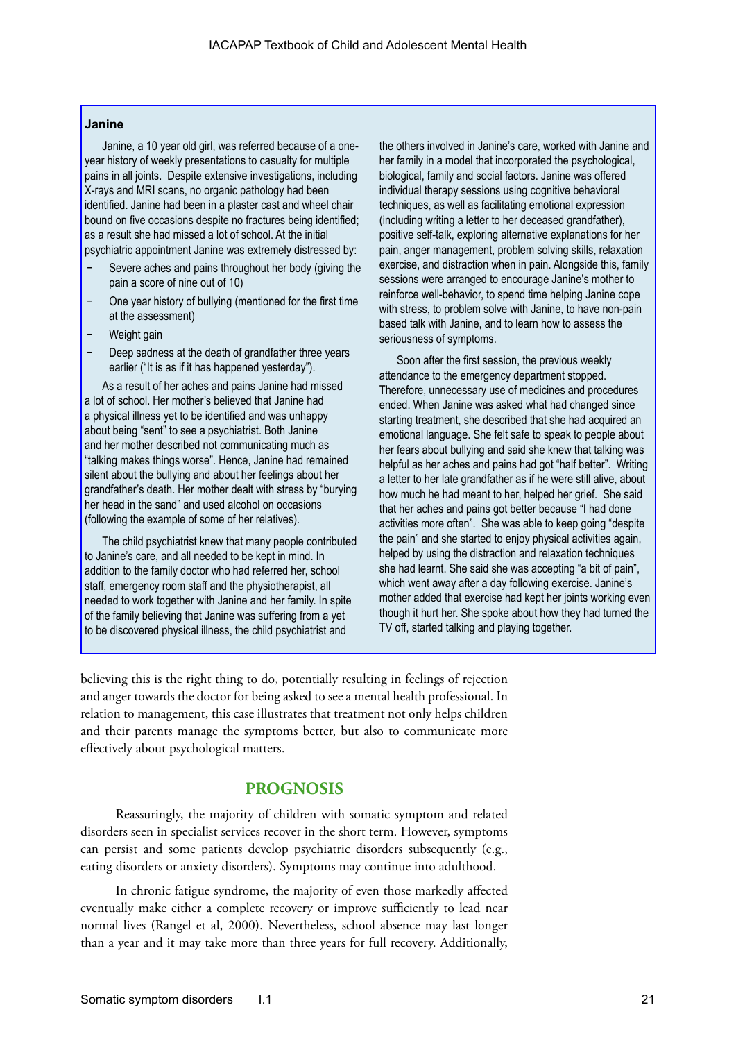**Janine**

Janine, a 10 year old girl, was referred because of a one-year history of weekly presentations to casualty for multiple pains in all joints. Despite extensive investigations, including X-rays and MRI scans, no organic pathology had been identified. Janine had been in a plaster cast and wheel chair bound on five occasions despite no fractures being identified; as a result she had missed a lot of school. At the initial psychiatric appointment Janine was extremely distressed by:

- Severe aches and pains throughout her body (giving the pain a score of nine out of 10)
- One year history of bullying (mentioned for the first time at the assessment)
- Weight gain
- Deep sadness at the death of grandfather three years earlier ("It is as if it has happened yesterday").

As a result of her aches and pains Janine had missed a lot of school. Her mother's believed that Janine had a physical illness yet to be identified and was unhappy about being "sent" to see a psychiatrist. Both Janine and her mother described not communicating much as "talking makes things worse". Hence, Janine had remained silent about the bullying and about her feelings about her grandfather's death. Her mother dealt with stress by "burying her head in the sand" and used alcohol on occasions (following the example of some of her relatives).

The child psychiatrist knew that many people contributed to Janine's care, and all needed to be kept in mind. In addition to the family doctor who had referred her, school staff, emergency room staff and the physiotherapist, all needed to work together with Janine and her family. In spite of the family believing that Janine was suffering from a yet to be discovered physical illness, the child psychiatrist and the others involved in Janine's care, worked with Janine and her family in a model that incorporated the psychological, biological, family and social factors. Janine was offered individual therapy sessions using cognitive behavioral techniques, as well as facilitating emotional expression (including writing a letter to her deceased grandfather), positive self-talk, exploring alternative explanations for her pain, anger management, problem solving skills, relaxation exercise, and distraction when in pain. Alongside this, family sessions were arranged to encourage Janine's mother to reinforce well-behavior, to spend time helping Janine cope with stress, to problem solve with Janine, to have non-pain based talk with Janine, and to learn how to assess the seriousness of symptoms.

Soon after the first session, the previous weekly attendance to the emergency department stopped. Therefore, unnecessary use of medicines and procedures ended. When Janine was asked what had changed since starting treatment, she described that she had acquired an emotional language. She felt safe to speak to people about her fears about bullying and said she knew that talking was helpful as her aches and pains had got "half better". Writing a letter to her late grandfather as if he were still alive, about how much he had meant to her, helped her grief. She said that her aches and pains got better because "I had done activities more often". She was able to keep going "despite the pain" and she started to enjoy physical activities again, helped by using the distraction and relaxation techniques she had learnt. She said she was accepting "a bit of pain", which went away after a day following exercise. Janine's mother added that exercise had kept her joints working even though it hurt her. She spoke about how they had turned the TV off, started talking and playing together.

believing this is the right thing to do, potentially resulting in feelings of rejection and anger towards the doctor for being asked to see a mental health professional. In relation to management, this case illustrates that treatment not only helps children and their parents manage the symptoms better, but also to communicate more effectively about psychological matters.

## PROGNOSIS

Reassuringly, the majority of children with somatic symptom and related disorders seen in specialist services recover in the short term. However, symptoms can persist and some patients develop psychiatric disorders subsequently (e.g., eating disorders or anxiety disorders). Symptoms may continue into adulthood.

In chronic fatigue syndrome, the majority of even those markedly affected eventually make either a complete recovery or improve sufficiently to lead near normal lives (Rangel et al, 2000). Nevertheless, school absence may last longer than a year and it may take more than three years for full recovery. Additionally,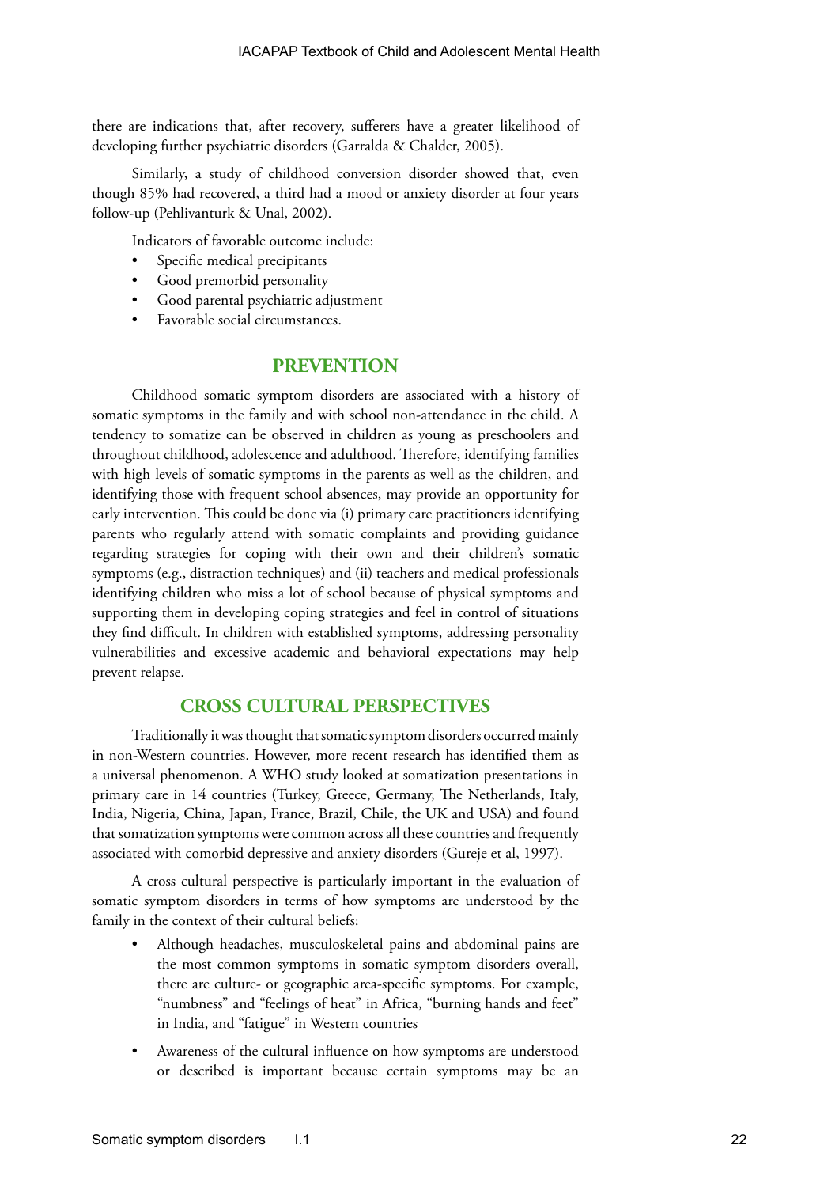there are indications that, after recovery, sufferers have a greater likelihood of developing further psychiatric disorders (Garralda & Chalder, 2005).

Similarly, a study of childhood conversion disorder showed that, even though 85% had recovered, a third had a mood or anxiety disorder at four years follow-up (Pehlivanturk & Unal, 2002).

Indicators of favorable outcome include:

- Specific medical precipitants
- Good premorbid personality
- Good parental psychiatric adjustment
- Favorable social circumstances.

## PREVENTION

Childhood somatic symptom disorders are associated with a history of somatic symptoms in the family and with school non-attendance in the child. A tendency to somatize can be observed in children as young as preschoolers and throughout childhood, adolescence and adulthood. Therefore, identifying families with high levels of somatic symptoms in the parents as well as the children, and identifying those with frequent school absences, may provide an opportunity for early intervention. This could be done via (i) primary care practitioners identifying parents who regularly attend with somatic complaints and providing guidance regarding strategies for coping with their own and their children's somatic symptoms (e.g., distraction techniques) and (ii) teachers and medical professionals identifying children who miss a lot of school because of physical symptoms and supporting them in developing coping strategies and feel in control of situations they find difficult. In children with established symptoms, addressing personality vulnerabilities and excessive academic and behavioral expectations may help prevent relapse.

## CROSS CULTURAL PERSPECTIVES

Traditionally it was thought that somatic symptom disorders occurred mainly in non-Western countries. However, more recent research has identified them as a universal phenomenon. A WHO study looked at somatization presentations in primary care in 14 countries (Turkey, Greece, Germany, The Netherlands, Italy, India, Nigeria, China, Japan, France, Brazil, Chile, the UK and USA) and found that somatization symptoms were common across all these countries and frequently associated with comorbid depressive and anxiety disorders (Gureje et al, 1997).

A cross cultural perspective is particularly important in the evaluation of somatic symptom disorders in terms of how symptoms are understood by the family in the context of their cultural beliefs:

- Although headaches, musculoskeletal pains and abdominal pains are the most common symptoms in somatic symptom disorders overall, there are culture- or geographic area-specific symptoms. For example, "numbness" and "feelings of heat" in Africa, "burning hands and feet" in India, and "fatigue" in Western countries
- Awareness of the cultural influence on how symptoms are understood or described is important because certain symptoms may be an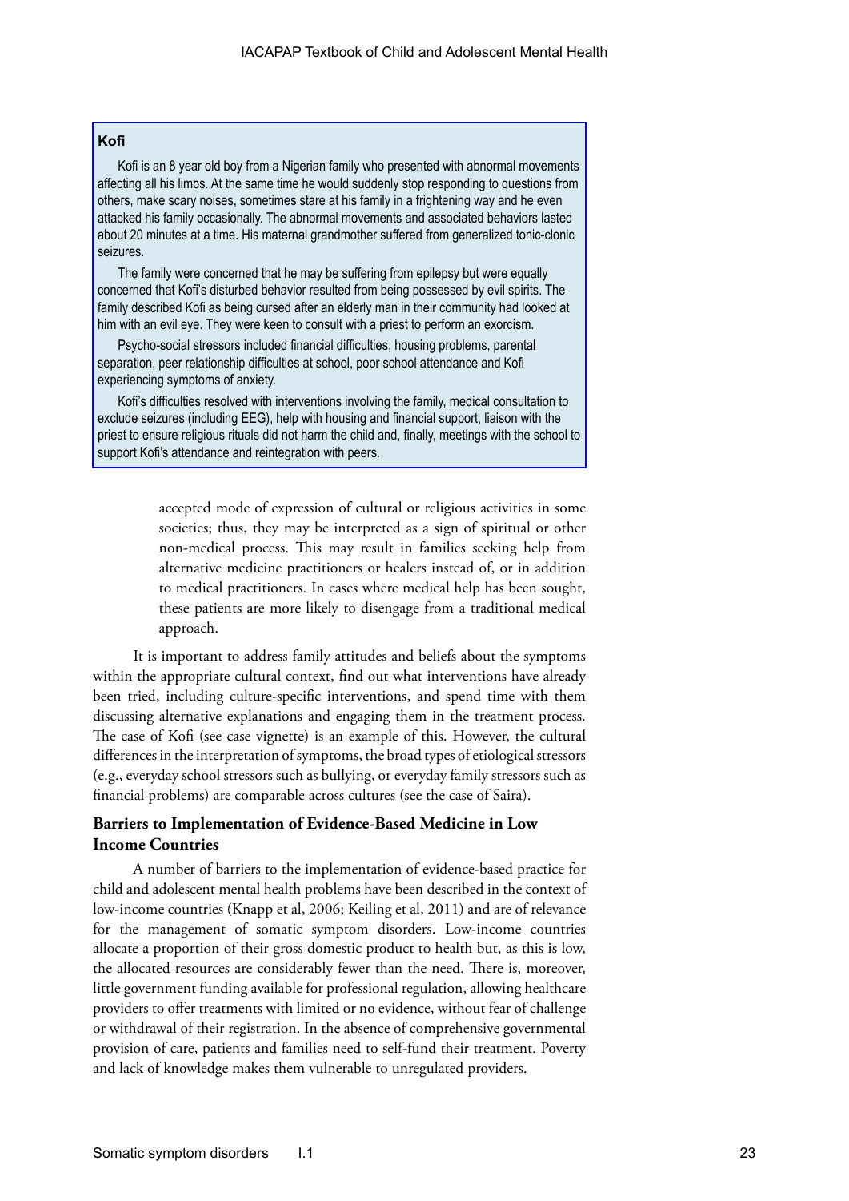**Kofi**

Kofi is an 8 year old boy from a Nigerian family who presented with abnormal movements affecting all his limbs. At the same time he would suddenly stop responding to questions from others, make scary noises, sometimes stare at his family in a frightening way and he even attacked his family occasionally. The abnormal movements and associated behaviors lasted about 20 minutes at a time. His maternal grandmother suffered from generalized tonic-clonic seizures.

The family were concerned that he may be suffering from epilepsy but were equally concerned that Kofi's disturbed behavior resulted from being possessed by evil spirits. The family described Kofi as being cursed after an elderly man in their community had looked at him with an evil eye. They were keen to consult with a priest to perform an exorcism.

Psycho-social stressors included financial difficulties, housing problems, parental separation, peer relationship difficulties at school, poor school attendance and Kofi experiencing symptoms of anxiety.

Kofi's difficulties resolved with interventions involving the family, medical consultation to exclude seizures (including EEG), help with housing and financial support, liaison with the priest to ensure religious rituals did not harm the child and, finally, meetings with the school to support Kofi's attendance and reintegration with peers.

accepted mode of expression of cultural or religious activities in some societies; thus, they may be interpreted as a sign of spiritual or other non-medical process. This may result in families seeking help from alternative medicine practitioners or healers instead of, or in addition to medical practitioners. In cases where medical help has been sought, these patients are more likely to disengage from a traditional medical approach.

It is important to address family attitudes and beliefs about the symptoms within the appropriate cultural context, find out what interventions have already been tried, including culture-specific interventions, and spend time with them discussing alternative explanations and engaging them in the treatment process. The case of Kofi (see case vignette) is an example of this. However, the cultural differences in the interpretation of symptoms, the broad types of etiological stressors (e.g., everyday school stressors such as bullying, or everyday family stressors such as financial problems) are comparable across cultures (see the case of Saira).

### Barriers to Implementation of Evidence-Based Medicine in Low Income Countries

A number of barriers to the implementation of evidence-based practice for child and adolescent mental health problems have been described in the context of low-income countries (Knapp et al, 2006; Keiling et al, 2011) and are of relevance for the management of somatic symptom disorders. Low-income countries allocate a proportion of their gross domestic product to health but, as this is low, the allocated resources are considerably fewer than the need. There is, moreover, little government funding available for professional regulation, allowing healthcare providers to offer treatments with limited or no evidence, without fear of challenge or withdrawal of their registration. In the absence of comprehensive governmental provision of care, patients and families need to self-fund their treatment. Poverty and lack of knowledge makes them vulnerable to unregulated providers.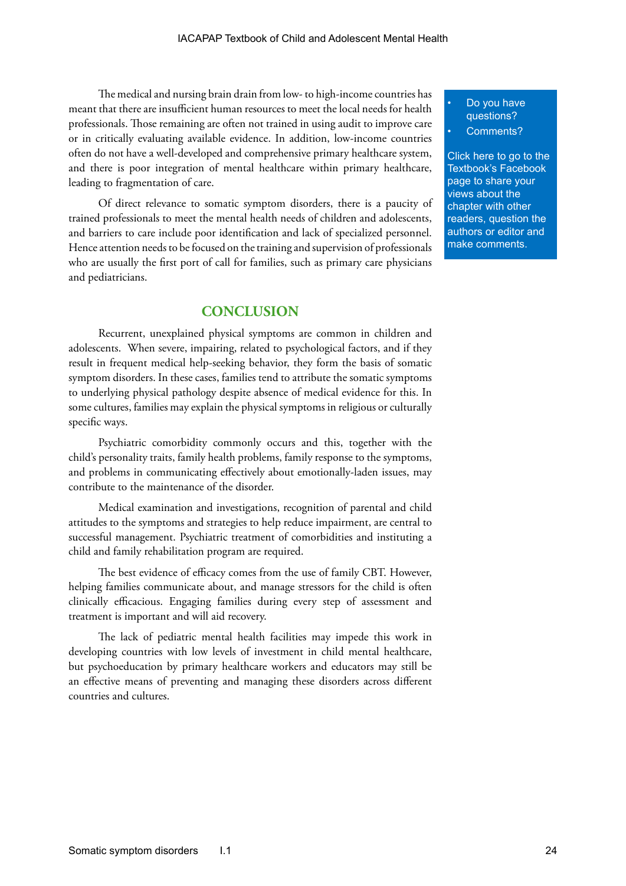The medical and nursing brain drain from low- to high-income countries has meant that there are insufficient human resources to meet the local needs for health professionals. Those remaining are often not trained in using audit to improve care or in critically evaluating available evidence. In addition, low-income countries often do not have a well-developed and comprehensive primary healthcare system, and there is poor integration of mental healthcare within primary healthcare, leading to fragmentation of care.

Of direct relevance to somatic symptom disorders, there is a paucity of trained professionals to meet the mental health needs of children and adolescents, and barriers to care include poor identification and lack of specialized personnel. Hence attention needs to be focused on the training and supervision of professionals who are usually the first port of call for families, such as primary care physicians and pediatricians.

- Do you have questions?
- Comments?

Click here to go to the Textbook's Facebook page to share your views about the chapter with other readers, question the authors or editor and make comments.

## CONCLUSION

Recurrent, unexplained physical symptoms are common in children and adolescents. When severe, impairing, related to psychological factors, and if they result in frequent medical help-seeking behavior, they form the basis of somatic symptom disorders. In these cases, families tend to attribute the somatic symptoms to underlying physical pathology despite absence of medical evidence for this. In some cultures, families may explain the physical symptoms in religious or culturally specific ways.

Psychiatric comorbidity commonly occurs and this, together with the child's personality traits, family health problems, family response to the symptoms, and problems in communicating effectively about emotionally-laden issues, may contribute to the maintenance of the disorder.

Medical examination and investigations, recognition of parental and child attitudes to the symptoms and strategies to help reduce impairment, are central to successful management. Psychiatric treatment of comorbidities and instituting a child and family rehabilitation program are required.

The best evidence of efficacy comes from the use of family CBT. However, helping families communicate about, and manage stressors for the child is often clinically efficacious. Engaging families during every step of assessment and treatment is important and will aid recovery.

The lack of pediatric mental health facilities may impede this work in developing countries with low levels of investment in child mental healthcare, but psychoeducation by primary healthcare workers and educators may still be an effective means of preventing and managing these disorders across different countries and cultures.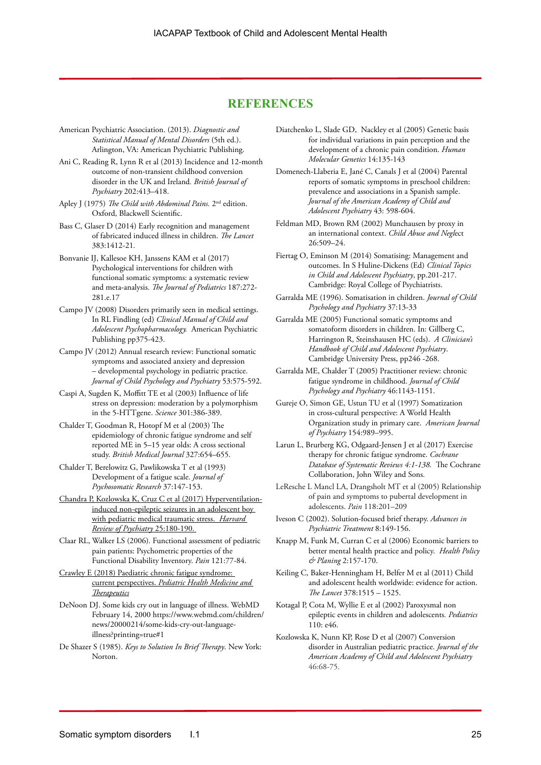## REFERENCES

American Psychiatric Association. (2013). *Diagnostic and Statistical Manual of Mental Disorders* (5th ed.). Arlington, VA: American Psychiatric Publishing.

Ani C, Reading R, Lynn R et al (2013) Incidence and 12-month outcome of non-transient childhood conversion disorder in the UK and Ireland. *British Journal of Psychiatry* 202:413–418.

Apley J (1975) *The Child with Abdominal Pains.* 2nd edition. Oxford, Blackwell Scientific.

Bass C, Glaser D (2014) Early recognition and management of fabricated induced illness in children. *The Lancet* 383:1412-21.

Bonvanie IJ, Kallesoe KH, Janssens KAM et al (2017) Psychological interventions for children with functional somatic symptoms: a systematic review and meta-analysis. *The Journal of Pediatrics* 187:272-281.e.17

Campo JV (2008) Disorders primarily seen in medical settings. In RL Findling (ed) *Clinical Manual of Child and Adolescent Psychopharmacology.* American Psychiatric Publishing pp375-423.

Campo JV (2012) Annual research review: Functional somatic symptoms and associated anxiety and depression – developmental psychology in pediatric practice. *Journal of Child Psychology and Psychiatry* 53:575-592.

Caspi A, Sugden K, Moffitt TE et al (2003) Influence of life stress on depression: moderation by a polymorphism in the 5-HTTgene. *Science* 301:386-389.

Chalder T, Goodman R, Hotopf M et al (2003) The epidemiology of chronic fatigue syndrome and self reported ME in 5–15 year olds: A cross sectional study. *British Medical Journal* 327:654–655.

Chalder T, Berelowitz G, Pawlikowska T et al (1993) Development of a fatigue scale. *Journal of Psychosomatic Research* 37:147-153.

Chandra P, Kozlowska K, Cruz C et al (2017) Hyperventilation-induced non-epileptic seizures in an adolescent boy with pediatric medical traumatic stress. *Harvard Review of Psychiatry* 25:180-190.

Claar RL, Walker LS (2006). Functional assessment of pediatric pain patients: Psychometric properties of the Functional Disability Inventory. *Pain* 121:77-84.

Crawley E (2018) Paediatric chronic fatigue syndrome: current perspectives. *Pediatric Health Medicine and Therapeutics*

DeNoon DJ. Some kids cry out in language of illness. WebMD February 14, 2000 https://www.webmd.com/children/news/20000214/some-kids-cry-out-language-illness?printing=true#1

De Shazer S (1985). *Keys to Solution In Brief Therapy.* New York: Norton.

Diatchenko L, Slade GD, Nackley et al (2005) Genetic basis for individual variations in pain perception and the development of a chronic pain condition. *Human Molecular Genetics* 14:135-143

Domenech-Llaberia E, Jané C, Canals J et al (2004) Parental reports of somatic symptoms in preschool children: prevalence and associations in a Spanish sample. *Journal of the American Academy of Child and Adolescent Psychiatry* 43: 598-604.

Feldman MD, Brown RM (2002) Munchausen by proxy in an international context. *Child Abuse and Neglect* 26:509–24.

Fiertag O, Eminson M (2014) Somatising: Management and outcomes. In S Huline-Dickens (Ed) *Clinical Topics in Child and Adolescent Psychiatry*, pp.201-217. Cambridge: Royal College of Psychiatrists.

Garralda ME (1996). Somatisation in children. *Journal of Child Psychology and Psychiatry* 37:13-33

Garralda ME (2005) Functional somatic symptoms and somatoform disorders in children. In: Gillberg C, Harrington R, Steinshausen HC (eds). *A Clinician's Handbook of Child and Adolescent Psychiatry*. Cambridge University Press, pp246 -268.

Garralda ME, Chalder T (2005) Practitioner review: chronic fatigue syndrome in childhood. *Journal of Child Psychology and Psychiatry* 46:1143-1151.

Gureje O, Simon GE, Ustun TU et al (1997) Somatization in cross-cultural perspective: A World Health Organization study in primary care. *American Journal of Psychiatry* 154:989–995.

Larun L, Brurberg KG, Odgaard-Jensen J et al (2017) Exercise therapy for chronic fatigue syndrome. *Cochrane Database of Systematic Reviews 4:1-138.* The Cochrane Collaboration, John Wiley and Sons.

LeResche L Mancl LA, Drangsholt MT et al (2005) Relationship of pain and symptoms to pubertal development in adolescents. *Pain* 118:201–209

Iveson C (2002). Solution-focused brief therapy. *Advances in Psychiatric Treatment* 8:149-156.

Knapp M, Funk M, Curran C et al (2006) Economic barriers to better mental health practice and policy. *Health Policy & Planing* 2:157-170.

Keiling C, Baker-Henningham H, Belfer M et al (2011) Child and adolescent health worldwide: evidence for action. *The Lancet* 378:1515 – 1525.

Kotagal P, Cota M, Wyllie E et al (2002) Paroxysmal non epileptic events in children and adolescents. *Pediatrics* 110: e46.

Kozlowska K, Nunn KP, Rose D et al (2007) Conversion disorder in Australian pediatric practice. *Journal of the American Academy of Child and Adolescent Psychiatry* 46:68-75.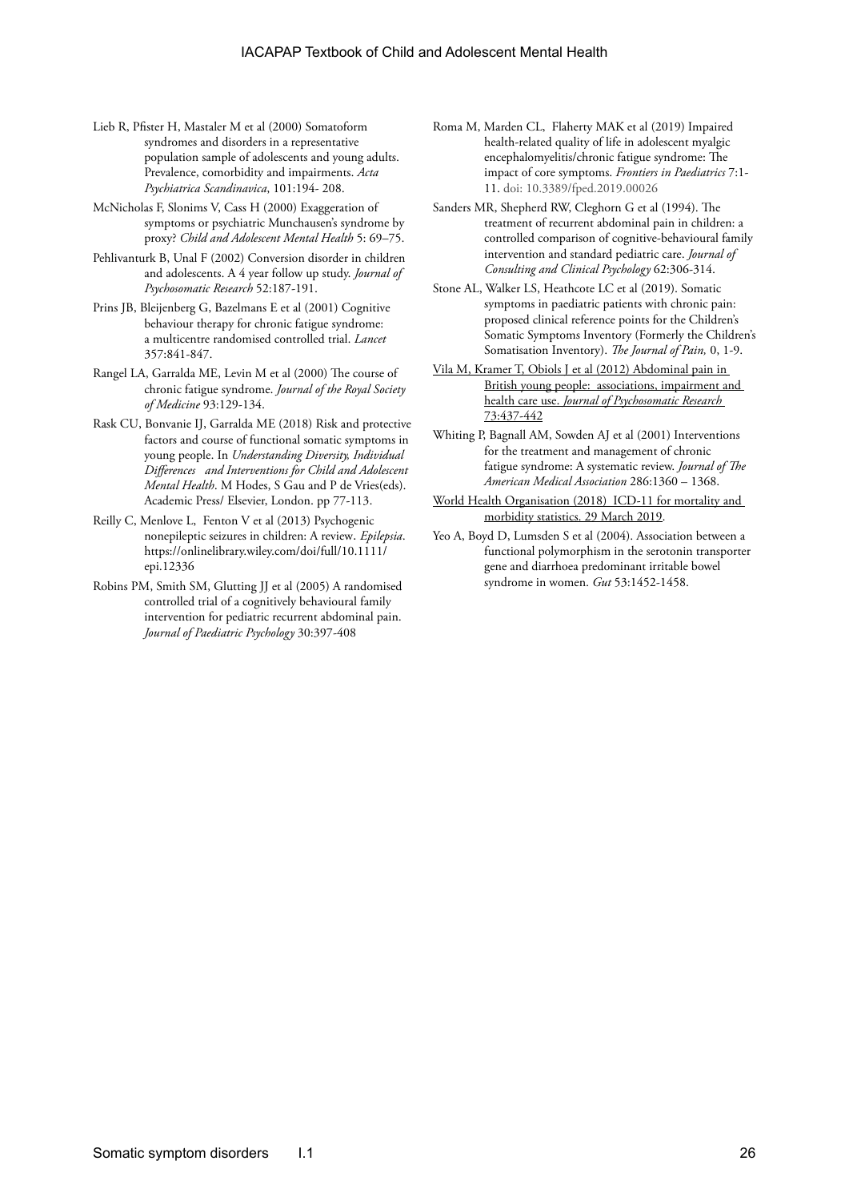Lieb R, Pfister H, Mastaler M et al (2000) Somatoform syndromes and disorders in a representative population sample of adolescents and young adults. Prevalence, comorbidity and impairments. *Acta Psychiatrica Scandinavica*, 101:194- 208.

McNicholas F, Slonims V, Cass H (2000) Exaggeration of symptoms or psychiatric Munchausen's syndrome by proxy? *Child and Adolescent Mental Health* 5: 69–75.

Pehlivanturk B, Unal F (2002) Conversion disorder in children and adolescents. A 4 year follow up study. *Journal of Psychosomatic Research* 52:187-191.

Prins JB, Bleijenberg G, Bazelmans E et al (2001) Cognitive behaviour therapy for chronic fatigue syndrome: a multicentre randomised controlled trial. *Lancet* 357:841-847.

Rangel LA, Garralda ME, Levin M et al (2000) The course of chronic fatigue syndrome. *Journal of the Royal Society of Medicine* 93:129-134.

Rask CU, Bonvanie IJ, Garralda ME (2018) Risk and protective factors and course of functional somatic symptoms in young people. In *Understanding Diversity, Individual Differences and Interventions for Child and Adolescent Mental Health*. M Hodes, S Gau and P de Vries(eds). Academic Press/ Elsevier, London. pp 77-113.

Reilly C, Menlove L, Fenton V et al (2013) Psychogenic nonepileptic seizures in children: A review. *Epilepsia*. https://onlinelibrary.wiley.com/doi/full/10.1111/epi.12336

Robins PM, Smith SM, Glutting JJ et al (2005) A randomised controlled trial of a cognitively behavioural family intervention for pediatric recurrent abdominal pain. *Journal of Paediatric Psychology* 30:397-408

Roma M, Marden CL, Flaherty MAK et al (2019) Impaired health-related quality of life in adolescent myalgic encephalomyelitis/chronic fatigue syndrome: The impact of core symptoms. *Frontiers in Paediatrics* 7:1-11. doi: 10.3389/fped.2019.00026

Sanders MR, Shepherd RW, Cleghorn G et al (1994). The treatment of recurrent abdominal pain in children: a controlled comparison of cognitive-behavioural family intervention and standard pediatric care. *Journal of Consulting and Clinical Psychology* 62:306-314.

Stone AL, Walker LS, Heathcote LC et al (2019). Somatic symptoms in paediatric patients with chronic pain: proposed clinical reference points for the Children's Somatic Symptoms Inventory (Formerly the Children's Somatisation Inventory). *The Journal of Pain,* 0, 1-9.

Vila M, Kramer T, Obiols J et al (2012) Abdominal pain in British young people: associations, impairment and health care use. *Journal of Psychosomatic Research* 73:437-442

Whiting P, Bagnall AM, Sowden AJ et al (2001) Interventions for the treatment and management of chronic fatigue syndrome: A systematic review. *Journal of The American Medical Association* 286:1360 – 1368.

World Health Organisation (2018) ICD-11 for mortality and morbidity statistics. 29 March 2019.

Yeo A, Boyd D, Lumsden S et al (2004). Association between a functional polymorphism in the serotonin transporter gene and diarrhoea predominant irritable bowel syndrome in women. *Gut* 53:1452-1458.